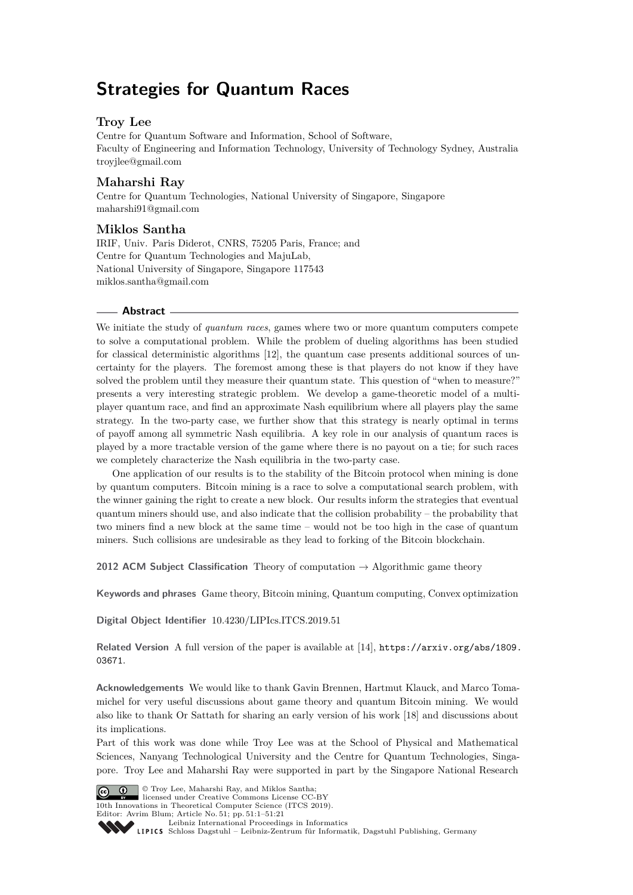# Strategies for Quantum Races

## Troy Lee

Centre for Quantum Software and Information, School of Software,
Faculty of Engineering and Information Technology, University of Technology Sydney, Australia
troyjlee@gmail.com

## Maharshi Ray

Centre for Quantum Technologies, National University of Singapore, Singapore
maharshi91@gmail.com

## Miklos Santha

IRIF, Univ. Paris Diderot, CNRS, 75205 Paris, France; and
Centre for Quantum Technologies and MajuLab,
National University of Singapore, Singapore 117543
miklos.santha@gmail.com

## Abstract

We initiate the study of *quantum races*, games where two or more quantum computers compete to solve a computational problem. While the problem of dueling algorithms has been studied for classical deterministic algorithms [12], the quantum case presents additional sources of uncertainty for the players. The foremost among these is that players do not know if they have solved the problem until they measure their quantum state. This question of "when to measure?" presents a very interesting strategic problem. We develop a game-theoretic model of a multiplayer quantum race, and find an approximate Nash equilibrium where all players play the same strategy. In the two-party case, we further show that this strategy is nearly optimal in terms of payoff among all symmetric Nash equilibria. A key role in our analysis of quantum races is played by a more tractable version of the game where there is no payout on a tie; for such races we completely characterize the Nash equilibria in the two-party case.

One application of our results is to the stability of the Bitcoin protocol when mining is done by quantum computers. Bitcoin mining is a race to solve a computational search problem, with the winner gaining the right to create a new block. Our results inform the strategies that eventual quantum miners should use, and also indicate that the collision probability – the probability that two miners find a new block at the same time – would not be too high in the case of quantum miners. Such collisions are undesirable as they lead to forking of the Bitcoin blockchain.

**2012 ACM Subject Classification** Theory of computation → Algorithmic game theory

**Keywords and phrases** Game theory, Bitcoin mining, Quantum computing, Convex optimization

**Digital Object Identifier** 10.4230/LIPIcs.ITCS.2019.51

**Related Version** A full version of the paper is available at [14], https://arxiv.org/abs/1809.03671.

**Acknowledgements** We would like to thank Gavin Brennen, Hartmut Klauck, and Marco Tomamichel for very useful discussions about game theory and quantum Bitcoin mining. We would also like to thank Or Sattath for sharing an early version of his work [18] and discussions about its implications.

Part of this work was done while Troy Lee was at the School of Physical and Mathematical Sciences, Nanyang Technological University and the Centre for Quantum Technologies, Singapore. Troy Lee and Maharshi Ray were supported in part by the Singapore National Research

© Troy Lee, Maharshi Ray, and Miklos Santha;
licensed under Creative Commons License CC-BY
10th Innovations in Theoretical Computer Science (ITCS 2019).
Editor: Avrim Blum; Article No. 51; pp. 51:1–51:21
Leibniz International Proceedings in Informatics
Schloss Dagstuhl – Leibniz-Zentrum für Informatik, Dagstuhl Publishing, Germany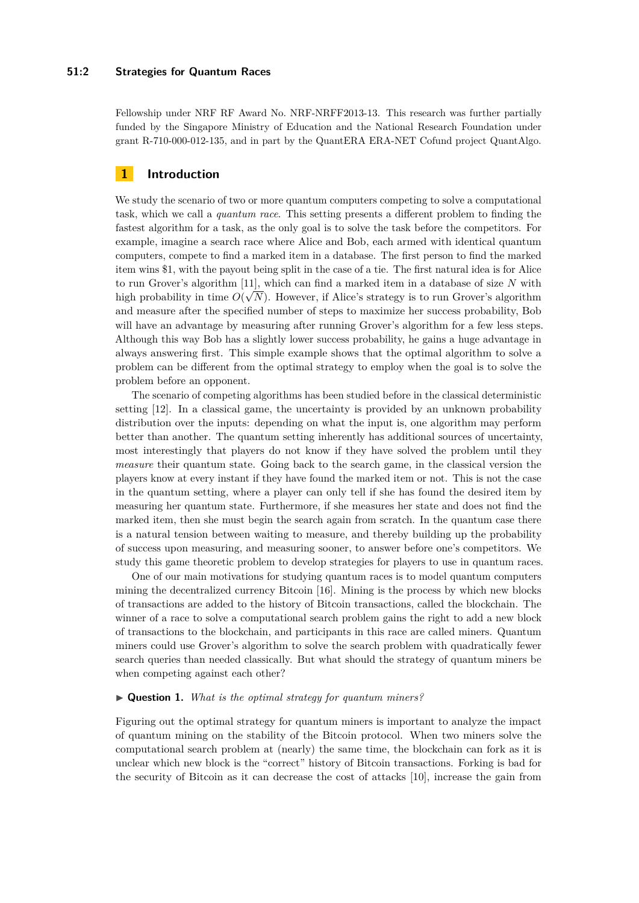Fellowship under NRF RF Award No. NRF-NRFF2013-13. This research was further partially funded by the Singapore Ministry of Education and the National Research Foundation under grant R-710-000-012-135, and in part by the QuantERA ERA-NET Cofund project QuantAlgo.

## 1 Introduction

We study the scenario of two or more quantum computers competing to solve a computational task, which we call a *quantum race*. This setting presents a different problem to finding the fastest algorithm for a task, as the only goal is to solve the task before the competitors. For example, imagine a search race where Alice and Bob, each armed with identical quantum computers, compete to find a marked item in a database. The first person to find the marked item wins $1, with the payout being split in the case of a tie. The first natural idea is for Alice to run Grover's algorithm [11], which can find a marked item in a database of size $N$ with high probability in time $O(\sqrt{N})$. However, if Alice's strategy is to run Grover's algorithm and measure after the specified number of steps to maximize her success probability, Bob will have an advantage by measuring after running Grover's algorithm for a few less steps. Although this way Bob has a slightly lower success probability, he gains a huge advantage in always answering first. This simple example shows that the optimal algorithm to solve a problem can be different from the optimal strategy to employ when the goal is to solve the problem before an opponent.

The scenario of competing algorithms has been studied before in the classical deterministic setting [12]. In a classical game, the uncertainty is provided by an unknown probability distribution over the inputs: depending on what the input is, one algorithm may perform better than another. The quantum setting inherently has additional sources of uncertainty, most interestingly that players do not know if they have solved the problem until they *measure* their quantum state. Going back to the search game, in the classical version the players know at every instant if they have found the marked item or not. This is not the case in the quantum setting, where a player can only tell if she has found the desired item by measuring her quantum state. Furthermore, if she measures her state and does not find the marked item, then she must begin the search again from scratch. In the quantum case there is a natural tension between waiting to measure, and thereby building up the probability of success upon measuring, and measuring sooner, to answer before one's competitors. We study this game theoretic problem to develop strategies for players to use in quantum races.

One of our main motivations for studying quantum races is to model quantum computers mining the decentralized currency Bitcoin [16]. Mining is the process by which new blocks of transactions are added to the history of Bitcoin transactions, called the blockchain. The winner of a race to solve a computational search problem gains the right to add a new block of transactions to the blockchain, and participants in this race are called miners. Quantum miners could use Grover's algorithm to solve the search problem with quadratically fewer search queries than needed classically. But what should the strategy of quantum miners be when competing against each other?

▶ **Question 1.** *What is the optimal strategy for quantum miners?*

Figuring out the optimal strategy for quantum miners is important to analyze the impact of quantum mining on the stability of the Bitcoin protocol. When two miners solve the computational search problem at (nearly) the same time, the blockchain can fork as it is unclear which new block is the "correct" history of Bitcoin transactions. Forking is bad for the security of Bitcoin as it can decrease the cost of attacks [10], increase the gain from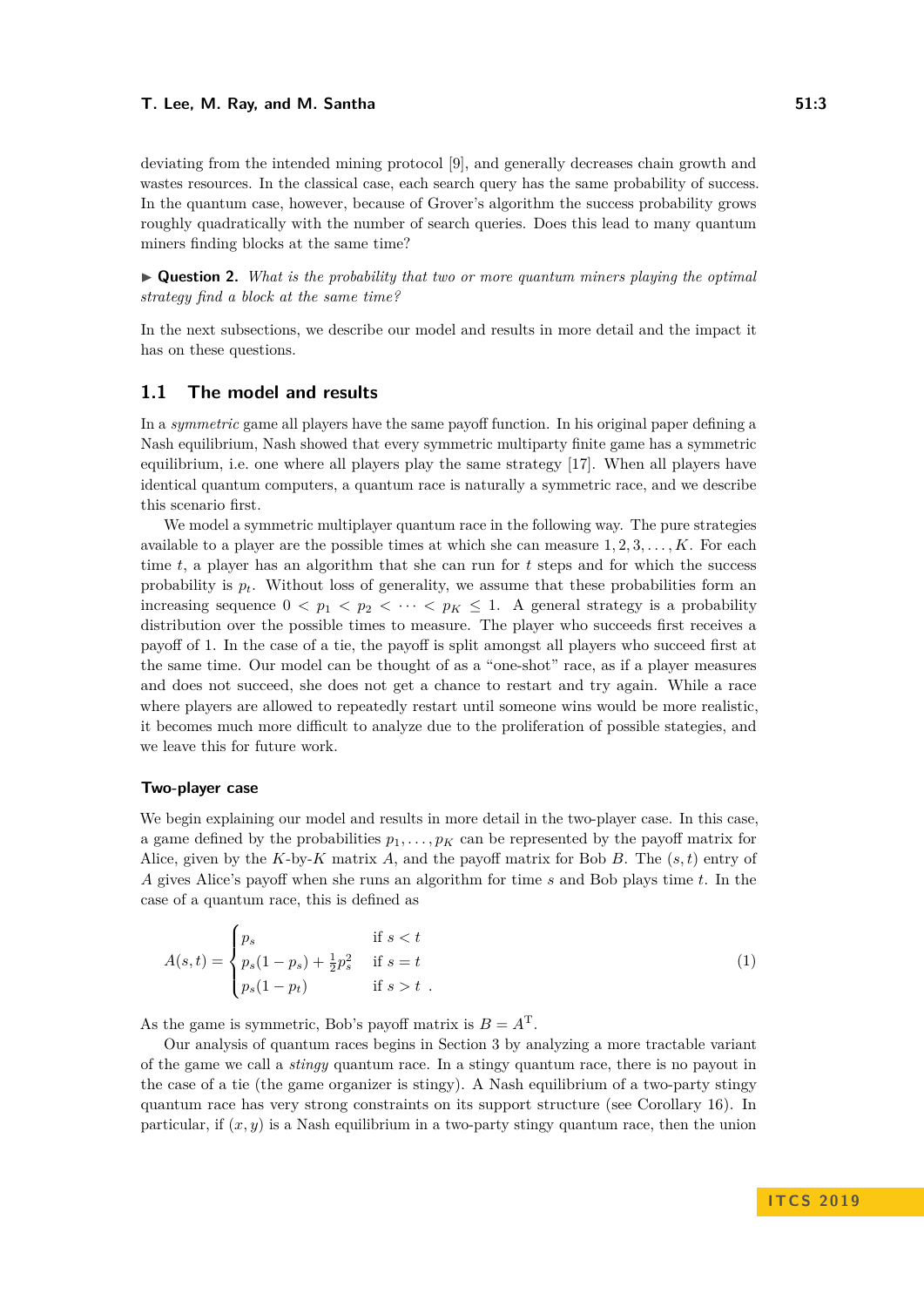deviating from the intended mining protocol [9], and generally decreases chain growth and wastes resources. In the classical case, each search query has the same probability of success. In the quantum case, however, because of Grover's algorithm the success probability grows roughly quadratically with the number of search queries. Does this lead to many quantum miners finding blocks at the same time?

▶ **Question 2.** *What is the probability that two or more quantum miners playing the optimal strategy find a block at the same time?*

In the next subsections, we describe our model and results in more detail and the impact it has on these questions.

## 1.1 The model and results

In a *symmetric* game all players have the same payoff function. In his original paper defining a Nash equilibrium, Nash showed that every symmetric multiparty finite game has a symmetric equilibrium, i.e. one where all players play the same strategy [17]. When all players have identical quantum computers, a quantum race is naturally a symmetric race, and we describe this scenario first.

We model a symmetric multiplayer quantum race in the following way. The pure strategies available to a player are the possible times at which she can measure $1, 2, 3, \ldots, K$. For each time $t$, a player has an algorithm that she can run for $t$ steps and for which the success probability is $p_t$. Without loss of generality, we assume that these probabilities form an increasing sequence $0 < p_1 < p_2 < \cdots < p_K \leq 1$. A general strategy is a probability distribution over the possible times to measure. The player who succeeds first receives a payoff of 1. In the case of a tie, the payoff is split amongst all players who succeed first at the same time. Our model can be thought of as a "one-shot" race, as if a player measures and does not succeed, she does not get a chance to restart and try again. While a race where players are allowed to repeatedly restart until someone wins would be more realistic, it becomes much more difficult to analyze due to the proliferation of possible stategies, and we leave this for future work.

### Two-player case

We begin explaining our model and results in more detail in the two-player case. In this case, a game defined by the probabilities $p_1, \ldots, p_K$ can be represented by the payoff matrix for Alice, given by the $K$-by-$K$ matrix $A$, and the payoff matrix for Bob $B$. The $(s,t)$ entry of $A$ gives Alice's payoff when she runs an algorithm for time $s$ and Bob plays time $t$. In the case of a quantum race, this is defined as

$$A(s,t) = \begin{cases} p_s & \text{if } s < t \\ p_s(1-p_s) + \frac{1}{2}p_s^2 & \text{if } s = t \\ p_s(1-p_t) & \text{if } s > t \ . \end{cases} \tag{1}$$

As the game is symmetric, Bob's payoff matrix is $B = A^{\mathrm{T}}$.

Our analysis of quantum races begins in Section 3 by analyzing a more tractable variant of the game we call a *stingy* quantum race. In a stingy quantum race, there is no payout in the case of a tie (the game organizer is stingy). A Nash equilibrium of a two-party stingy quantum race has very strong constraints on its support structure (see Corollary 16). In particular, if $(x, y)$ is a Nash equilibrium in a two-party stingy quantum race, then the union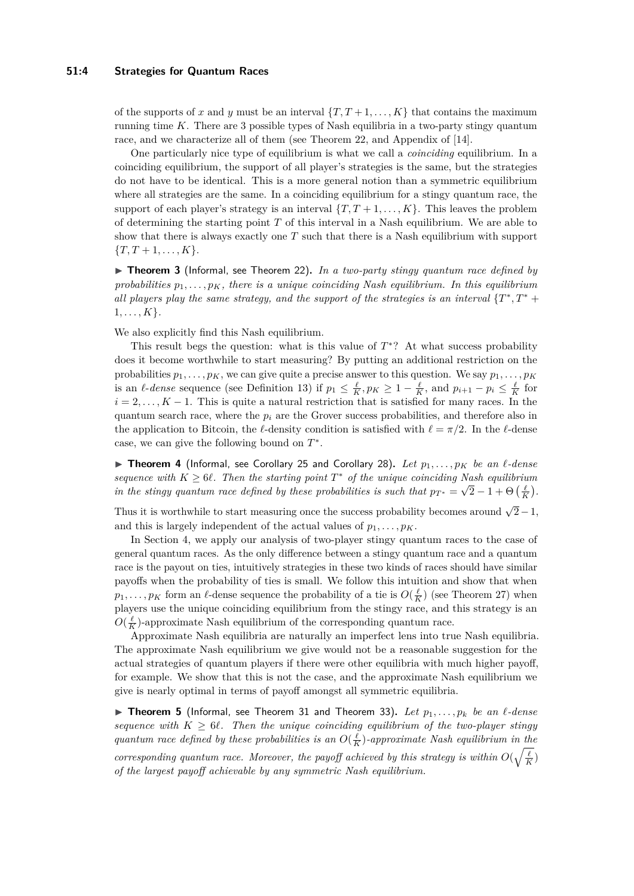of the supports of $x$ and $y$ must be an interval $\{T, T+1, \ldots, K\}$ that contains the maximum running time $K$. There are 3 possible types of Nash equilibria in a two-party stingy quantum race, and we characterize all of them (see Theorem 22, and Appendix of [14].

One particularly nice type of equilibrium is what we call a *coinciding* equilibrium. In a coinciding equilibrium, the support of all player's strategies is the same, but the strategies do not have to be identical. This is a more general notion than a symmetric equilibrium where all strategies are the same. In a coinciding equilibrium for a stingy quantum race, the support of each player's strategy is an interval $\{T, T+1, \ldots, K\}$. This leaves the problem of determining the starting point $T$ of this interval in a Nash equilibrium. We are able to show that there is always exactly one $T$ such that there is a Nash equilibrium with support $\{T, T+1, \ldots, K\}$.

▶ **Theorem 3** (Informal, see Theorem 22). *In a two-party stingy quantum race defined by probabilities $p_1, \ldots, p_K$, there is a unique coinciding Nash equilibrium. In this equilibrium all players play the same strategy, and the support of the strategies is an interval $\{T^*, T^*+1, \ldots, K\}$.*

We also explicitly find this Nash equilibrium.

This result begs the question: what is this value of $T^*$? At what success probability does it become worthwhile to start measuring? By putting an additional restriction on the probabilities $p_1, \ldots, p_K$, we can give quite a precise answer to this question. We say $p_1, \ldots, p_K$ is an *$\ell$-dense* sequence (see Definition 13) if $p_1 \leq \frac{\ell}{K}, p_K \geq 1 - \frac{\ell}{K}$, and $p_{i+1} - p_i \leq \frac{\ell}{K}$ for $i = 2, \ldots, K-1$. This is quite a natural restriction that is satisfied for many races. In the quantum search race, where the $p_i$ are the Grover success probabilities, and therefore also in the application to Bitcoin, the $\ell$-density condition is satisfied with $\ell = \pi/2$. In the $\ell$-dense case, we can give the following bound on $T^*$.

▶ **Theorem 4** (Informal, see Corollary 25 and Corollary 28). *Let $p_1, \ldots, p_K$ be an $\ell$-dense sequence with $K \geq 6\ell$. Then the starting point $T^*$ of the unique coinciding Nash equilibrium in the stingy quantum race defined by these probabilities is such that $p_{T^*} = \sqrt{2} - 1 + \Theta\left(\frac{\ell}{K}\right)$.*

Thus it is worthwhile to start measuring once the success probability becomes around $\sqrt{2}-1$, and this is largely independent of the actual values of $p_1, \ldots, p_K$.

In Section 4, we apply our analysis of two-player stingy quantum races to the case of general quantum races. As the only difference between a stingy quantum race and a quantum race is the payout on ties, intuitively strategies in these two kinds of races should have similar payoffs when the probability of ties is small. We follow this intuition and show that when $p_1, \ldots, p_K$ form an $\ell$-dense sequence the probability of a tie is $O(\frac{\ell}{K})$ (see Theorem 27) when players use the unique coinciding equilibrium from the stingy race, and this strategy is an $O(\frac{\ell}{K})$-approximate Nash equilibrium of the corresponding quantum race.

Approximate Nash equilibria are naturally an imperfect lens into true Nash equilibria. The approximate Nash equilibrium we give would not be a reasonable suggestion for the actual strategies of quantum players if there were other equilibria with much higher payoff, for example. We show that this is not the case, and the approximate Nash equilibrium we give is nearly optimal in terms of payoff amongst all symmetric equilibria.

▶ **Theorem 5** (Informal, see Theorem 31 and Theorem 33). *Let $p_1, \ldots, p_k$ be an $\ell$-dense sequence with $K \geq 6\ell$. Then the unique coinciding equilibrium of the two-player stingy quantum race defined by these probabilities is an $O(\frac{\ell}{K})$-approximate Nash equilibrium in the corresponding quantum race. Moreover, the payoff achieved by this strategy is within $O(\sqrt{\frac{\ell}{K}})$ of the largest payoff achievable by any symmetric Nash equilibrium.*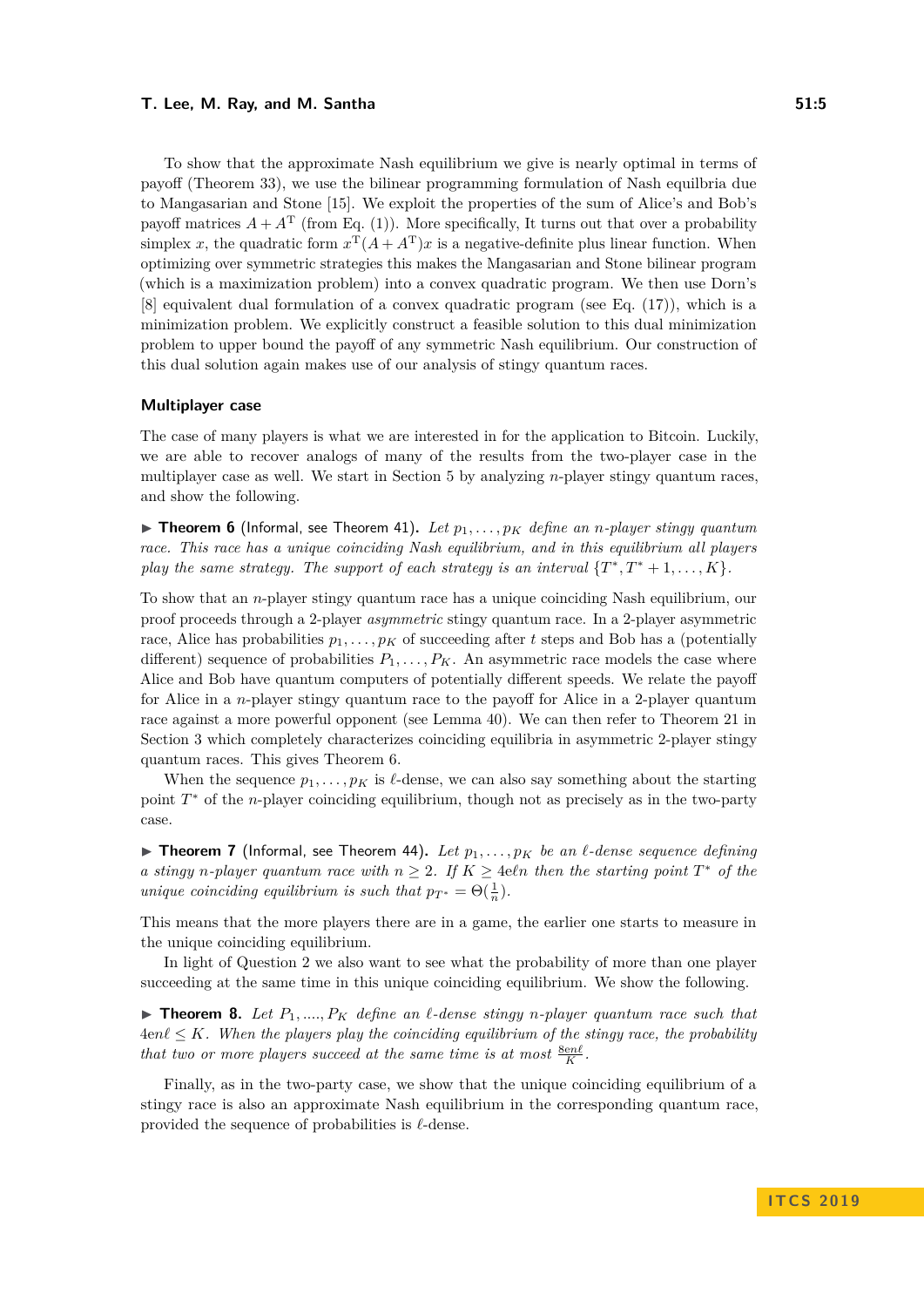To show that the approximate Nash equilibrium we give is nearly optimal in terms of payoff (Theorem 33), we use the bilinear programming formulation of Nash equilbria due to Mangasarian and Stone [15]. We exploit the properties of the sum of Alice's and Bob's payoff matrices $A + A^{\mathrm{T}}$ (from Eq. (1)). More specifically, It turns out that over a probability simplex $x$, the quadratic form $x^{\mathrm{T}}(A + A^{\mathrm{T}})x$ is a negative-definite plus linear function. When optimizing over symmetric strategies this makes the Mangasarian and Stone bilinear program (which is a maximization problem) into a convex quadratic program. We then use Dorn's [8] equivalent dual formulation of a convex quadratic program (see Eq. (17)), which is a minimization problem. We explicitly construct a feasible solution to this dual minimization problem to upper bound the payoff of any symmetric Nash equilibrium. Our construction of this dual solution again makes use of our analysis of stingy quantum races.

### Multiplayer case

The case of many players is what we are interested in for the application to Bitcoin. Luckily, we are able to recover analogs of many of the results from the two-player case in the multiplayer case as well. We start in Section 5 by analyzing $n$-player stingy quantum races, and show the following.

▶ **Theorem 6** (Informal, see Theorem 41). *Let $p_1, \ldots, p_K$ define an $n$-player stingy quantum race. This race has a unique coinciding Nash equilibrium, and in this equilibrium all players play the same strategy. The support of each strategy is an interval $\{T^*, T^* + 1, \ldots, K\}$.*

To show that an $n$-player stingy quantum race has a unique coinciding Nash equilibrium, our proof proceeds through a 2-player *asymmetric* stingy quantum race. In a 2-player asymmetric race, Alice has probabilities $p_1, \ldots, p_K$ of succeeding after $t$ steps and Bob has a (potentially different) sequence of probabilities $P_1, \ldots, P_K$. An asymmetric race models the case where Alice and Bob have quantum computers of potentially different speeds. We relate the payoff for Alice in a $n$-player stingy quantum race to the payoff for Alice in a 2-player quantum race against a more powerful opponent (see Lemma 40). We can then refer to Theorem 21 in Section 3 which completely characterizes coinciding equilibria in asymmetric 2-player stingy quantum races. This gives Theorem 6.

When the sequence $p_1, \ldots, p_K$ is $\ell$-dense, we can also say something about the starting point $T^*$ of the $n$-player coinciding equilibrium, though not as precisely as in the two-party case.

▶ **Theorem 7** (Informal, see Theorem 44). *Let $p_1, \ldots, p_K$ be an $\ell$-dense sequence defining a stingy $n$-player quantum race with $n \geq 2$. If $K \geq 4e\ell n$ then the starting point $T^*$ of the unique coinciding equilibrium is such that $p_{T^*} = \Theta(\frac{1}{n})$.*

This means that the more players there are in a game, the earlier one starts to measure in the unique coinciding equilibrium.

In light of Question 2 we also want to see what the probability of more than one player succeeding at the same time in this unique coinciding equilibrium. We show the following.

▶ **Theorem 8.** *Let $P_1, \ldots, P_K$ define an $\ell$-dense stingy $n$-player quantum race such that $4en\ell \leq K$. When the players play the coinciding equilibrium of the stingy race, the probability that two or more players succeed at the same time is at most $\frac{8en\ell}{K}$.*

Finally, as in the two-party case, we show that the unique coinciding equilibrium of a stingy race is also an approximate Nash equilibrium in the corresponding quantum race, provided the sequence of probabilities is $\ell$-dense.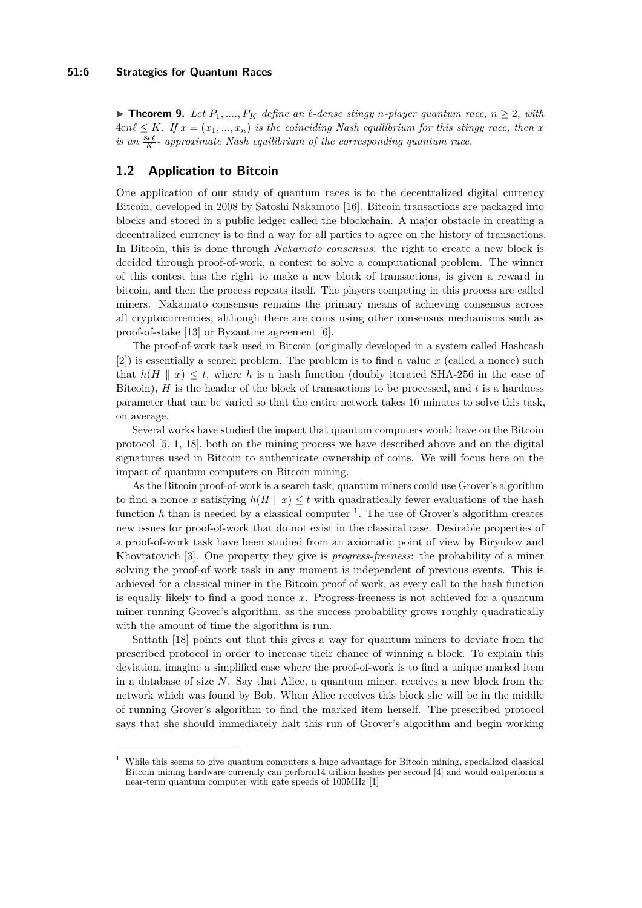▶ **Theorem 9.** *Let $P_1, ...., P_K$ define an $\ell$-dense stingy $n$-player quantum race, $n \geq 2$, with $4en\ell \leq K$. If $x = (x_1, ..., x_n)$ is the coinciding Nash equilibrium for this stingy race, then $x$ is an $\frac{8e\ell}{K}$- approximate Nash equilibrium of the corresponding quantum race.*

## 1.2 Application to Bitcoin

One application of our study of quantum races is to the decentralized digital currency Bitcoin, developed in 2008 by Satoshi Nakamoto [16]. Bitcoin transactions are packaged into blocks and stored in a public ledger called the blockchain. A major obstacle in creating a decentralized currency is to find a way for all parties to agree on the history of transactions. In Bitcoin, this is done through *Nakamoto consensus*: the right to create a new block is decided through proof-of-work, a contest to solve a computational problem. The winner of this contest has the right to make a new block of transactions, is given a reward in bitcoin, and then the process repeats itself. The players competing in this process are called miners. Nakamato consensus remains the primary means of achieving consensus across all cryptocurrencies, although there are coins using other consensus mechanisms such as proof-of-stake [13] or Byzantine agreement [6].

The proof-of-work task used in Bitcoin (originally developed in a system called Hashcash [2]) is essentially a search problem. The problem is to find a value $x$ (called a nonce) such that $h(H \parallel x) \leq t$, where $h$ is a hash function (doubly iterated SHA-256 in the case of Bitcoin), $H$ is the header of the block of transactions to be processed, and $t$ is a hardness parameter that can be varied so that the entire network takes 10 minutes to solve this task, on average.

Several works have studied the impact that quantum computers would have on the Bitcoin protocol [5, 1, 18], both on the mining process we have described above and on the digital signatures used in Bitcoin to authenticate ownership of coins. We will focus here on the impact of quantum computers on Bitcoin mining.

As the Bitcoin proof-of-work is a search task, quantum miners could use Grover's algorithm to find a nonce $x$ satisfying $h(H \parallel x) \leq t$ with quadratically fewer evaluations of the hash function $h$ than is needed by a classical computer [1]. The use of Grover's algorithm creates new issues for proof-of-work that do not exist in the classical case. Desirable properties of a proof-of-work task have been studied from an axiomatic point of view by Biryukov and Khovratovich [3]. One property they give is *progress-freeness*: the probability of a miner solving the proof-of work task in any moment is independent of previous events. This is achieved for a classical miner in the Bitcoin proof of work, as every call to the hash function is equally likely to find a good nonce $x$. Progress-freeness is not achieved for a quantum miner running Grover's algorithm, as the success probability grows roughly quadratically with the amount of time the algorithm is run.

Sattath [18] points out that this gives a way for quantum miners to deviate from the prescribed protocol in order to increase their chance of winning a block. To explain this deviation, imagine a simplified case where the proof-of-work is to find a unique marked item in a database of size $N$. Say that Alice, a quantum miner, receives a new block from the network which was found by Bob. When Alice receives this block she will be in the middle of running Grover's algorithm to find the marked item herself. The prescribed protocol says that she should immediately halt this run of Grover's algorithm and begin working

[1] While this seems to give quantum computers a huge advantage for Bitcoin mining, specialized classical Bitcoin mining hardware currently can perform14 trillion hashes per second [4] and would outperform a near-term quantum computer with gate speeds of 100MHz [1]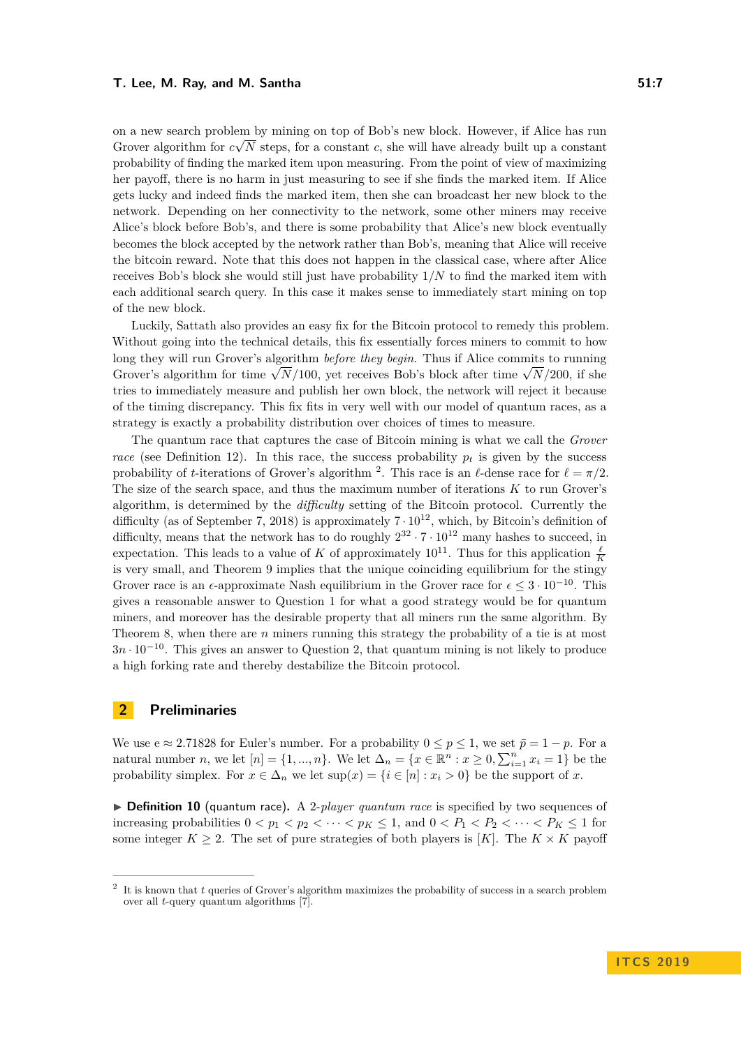on a new search problem by mining on top of Bob's new block. However, if Alice has run Grover algorithm for $c\sqrt{N}$ steps, for a constant $c$, she will have already built up a constant probability of finding the marked item upon measuring. From the point of view of maximizing her payoff, there is no harm in just measuring to see if she finds the marked item. If Alice gets lucky and indeed finds the marked item, then she can broadcast her new block to the network. Depending on her connectivity to the network, some other miners may receive Alice's block before Bob's, and there is some probability that Alice's new block eventually becomes the block accepted by the network rather than Bob's, meaning that Alice will receive the bitcoin reward. Note that this does not happen in the classical case, where after Alice receives Bob's block she would still just have probability $1/N$ to find the marked item with each additional search query. In this case it makes sense to immediately start mining on top of the new block.

Luckily, Sattath also provides an easy fix for the Bitcoin protocol to remedy this problem. Without going into the technical details, this fix essentially forces miners to commit to how long they will run Grover's algorithm *before they begin*. Thus if Alice commits to running Grover's algorithm for time $\sqrt{N}/100$, yet receives Bob's block after time $\sqrt{N}/200$, if she tries to immediately measure and publish her own block, the network will reject it because of the timing discrepancy. This fix fits in very well with our model of quantum races, as a strategy is exactly a probability distribution over choices of times to measure.

The quantum race that captures the case of Bitcoin mining is what we call the *Grover race* (see Definition 12). In this race, the success probability $p_t$ is given by the success probability of $t$-iterations of Grover's algorithm [2]. This race is an $\ell$-dense race for $\ell = \pi/2$. The size of the search space, and thus the maximum number of iterations $K$ to run Grover's algorithm, is determined by the *difficulty* setting of the Bitcoin protocol. Currently the difficulty (as of September 7, 2018) is approximately $7 \cdot 10^{12}$, which, by Bitcoin's definition of difficulty, means that the network has to do roughly $2^{32} \cdot 7 \cdot 10^{12}$ many hashes to succeed, in expectation. This leads to a value of $K$ of approximately $10^{11}$. Thus for this application $\frac{\ell}{K}$ is very small, and Theorem 9 implies that the unique coinciding equilibrium for the stingy Grover race is an $\epsilon$-approximate Nash equilibrium in the Grover race for $\epsilon \leq 3 \cdot 10^{-10}$. This gives a reasonable answer to Question 1 for what a good strategy would be for quantum miners, and moreover has the desirable property that all miners run the same algorithm. By Theorem 8, when there are $n$ miners running this strategy the probability of a tie is at most $3n \cdot 10^{-10}$. This gives an answer to Question 2, that quantum mining is not likely to produce a high forking rate and thereby destabilize the Bitcoin protocol.

## 2 Preliminaries

We use $\mathrm{e} \approx 2.71828$ for Euler's number. For a probability $0 \leq p \leq 1$, we set $\bar{p} = 1 - p$. For a natural number $n$, we let $[n] = \{1, ..., n\}$. We let $\Delta_n = \{x \in \mathbb{R}^n : x \geq 0, \sum_{i=1}^n x_i = 1\}$ be the probability simplex. For $x \in \Delta_n$ we let $\sup(x) = \{i \in [n] : x_i > 0\}$ be the support of $x$.

▶ **Definition 10** (quantum race)**.** A 2*-player quantum race* is specified by two sequences of increasing probabilities $0 < p_1 < p_2 < \cdots < p_K \leq 1$, and $0 < P_1 < P_2 < \cdots < P_K \leq 1$ for some integer $K \geq 2$. The set of pure strategies of both players is $[K]$. The $K \times K$ payoff

---

[2] It is known that $t$ queries of Grover's algorithm maximizes the probability of success in a search problem over all $t$-query quantum algorithms [7].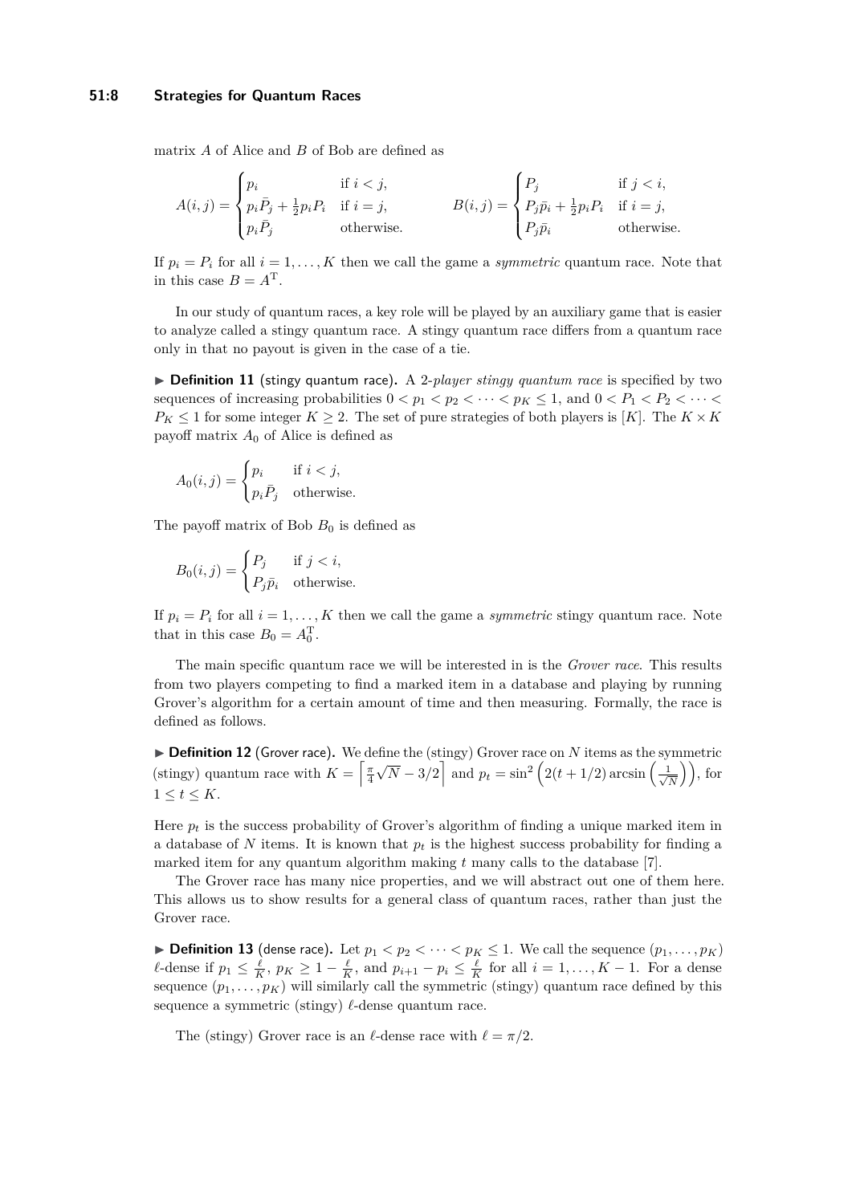matrix $A$ of Alice and $B$ of Bob are defined as

$$A(i,j) = \begin{cases} p_i & \text{if } i < j, \\ p_i \bar{P}_j + \frac{1}{2} p_i P_i & \text{if } i = j, \\ p_i \bar{P}_j & \text{otherwise.} \end{cases} \qquad B(i,j) = \begin{cases} P_j & \text{if } j < i, \\ P_j \bar{p}_i + \frac{1}{2} p_i P_i & \text{if } i = j, \\ P_j \bar{p}_i & \text{otherwise.} \end{cases}$$

If $p_i = P_i$ for all $i = 1, \ldots, K$ then we call the game a *symmetric* quantum race. Note that in this case $B = A^{\mathrm{T}}$.

In our study of quantum races, a key role will be played by an auxiliary game that is easier to analyze called a stingy quantum race. A stingy quantum race differs from a quantum race only in that no payout is given in the case of a tie.

▶ **Definition 11** (stingy quantum race)**.** A 2*-player stingy quantum race* is specified by two sequences of increasing probabilities $0 < p_1 < p_2 < \cdots < p_K \leq 1$, and $0 < P_1 < P_2 < \cdots < P_K \leq 1$ for some integer $K \geq 2$. The set of pure strategies of both players is $[K]$. The $K \times K$ payoff matrix $A_0$ of Alice is defined as

$$A_0(i,j) = \begin{cases} p_i & \text{if } i < j, \\ p_i \bar{P}_j & \text{otherwise.} \end{cases}$$

The payoff matrix of Bob $B_0$ is defined as

$$B_0(i,j) = \begin{cases} P_j & \text{if } j < i, \\ P_j \bar{p}_i & \text{otherwise.} \end{cases}$$

If $p_i = P_i$ for all $i = 1, \ldots, K$ then we call the game a *symmetric* stingy quantum race. Note that in this case $B_0 = A_0^{\mathrm{T}}$.

The main specific quantum race we will be interested in is the *Grover race*. This results from two players competing to find a marked item in a database and playing by running Grover's algorithm for a certain amount of time and then measuring. Formally, the race is defined as follows.

▶ **Definition 12** (Grover race)**.** We define the (stingy) Grover race on $N$ items as the symmetric (stingy) quantum race with $K = \left\lceil \frac{\pi}{4}\sqrt{N} - 3/2 \right\rceil$ and $p_t = \sin^2\left(2(t + 1/2)\arcsin\left(\frac{1}{\sqrt{N}}\right)\right)$, for $1 \leq t \leq K$.

Here $p_t$ is the success probability of Grover's algorithm of finding a unique marked item in a database of $N$ items. It is known that $p_t$ is the highest success probability for finding a marked item for any quantum algorithm making $t$ many calls to the database [7].

The Grover race has many nice properties, and we will abstract out one of them here. This allows us to show results for a general class of quantum races, rather than just the Grover race.

▶ **Definition 13** (dense race)**.** Let $p_1 < p_2 < \cdots < p_K \leq 1$. We call the sequence $(p_1, \ldots, p_K)$ $\ell$-dense if $p_1 \leq \frac{\ell}{K}$, $p_K \geq 1 - \frac{\ell}{K}$, and $p_{i+1} - p_i \leq \frac{\ell}{K}$ for all $i = 1, \ldots, K-1$. For a dense sequence $(p_1, \ldots, p_K)$ will similarly call the symmetric (stingy) quantum race defined by this sequence a symmetric (stingy) $\ell$-dense quantum race.

The (stingy) Grover race is an $\ell$-dense race with $\ell = \pi/2$.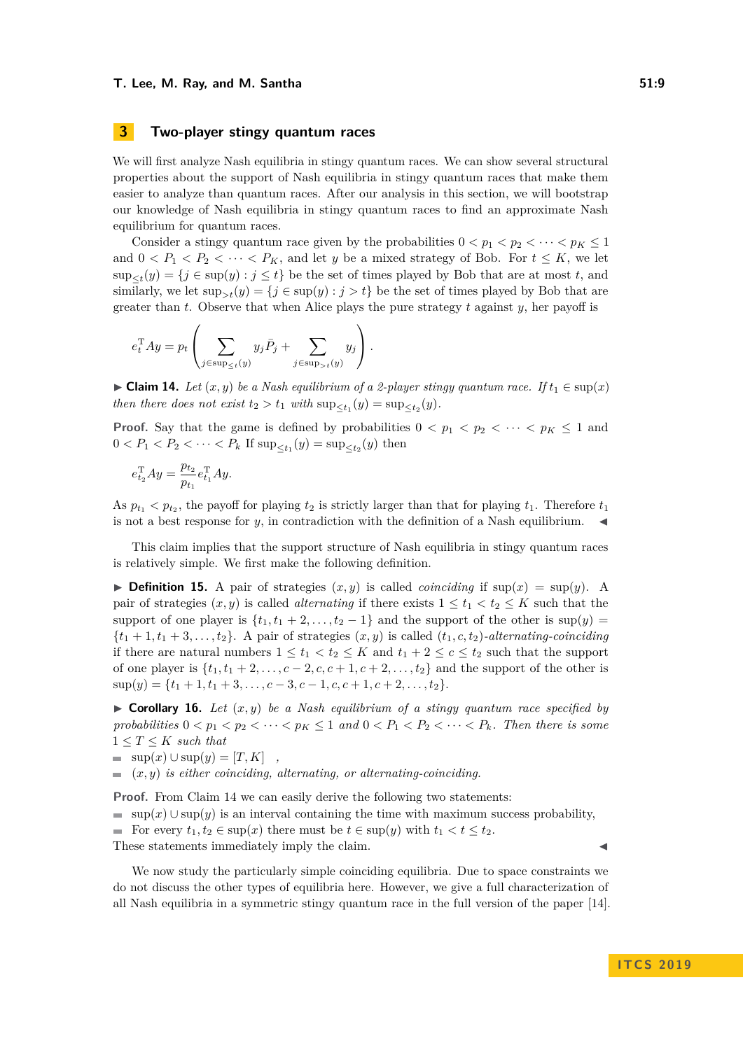## 3 Two-player stingy quantum races

We will first analyze Nash equilibria in stingy quantum races. We can show several structural properties about the support of Nash equilibria in stingy quantum races that make them easier to analyze than quantum races. After our analysis in this section, we will bootstrap our knowledge of Nash equilibria in stingy quantum races to find an approximate Nash equilibrium for quantum races.

Consider a stingy quantum race given by the probabilities $0 < p_1 < p_2 < \cdots < p_K \leq 1$ and $0 < P_1 < P_2 < \cdots < P_K$, and let $y$ be a mixed strategy of Bob. For $t \leq K$, we let $\mathrm{sup}_{\leq t}(y) = \{j \in \mathrm{sup}(y) : j \leq t\}$ be the set of times played by Bob that are at most $t$, and similarly, we let $\mathrm{sup}_{>t}(y) = \{j \in \mathrm{sup}(y) : j > t\}$ be the set of times played by Bob that are greater than $t$. Observe that when Alice plays the pure strategy $t$ against $y$, her payoff is

$$e_t^{\mathrm{T}} Ay = p_t \left( \sum_{j \in \mathrm{sup}_{\leq t}(y)} y_j \bar{P}_j + \sum_{j \in \mathrm{sup}_{>t}(y)} y_j \right).$$

▶ **Claim 14.** *Let $(x, y)$ be a Nash equilibrium of a 2-player stingy quantum race. If $t_1 \in \mathrm{sup}(x)$ then there does not exist $t_2 > t_1$ with $\mathrm{sup}_{\leq t_1}(y) = \mathrm{sup}_{\leq t_2}(y)$.*

**Proof.** Say that the game is defined by probabilities $0 < p_1 < p_2 < \cdots < p_K \leq 1$ and $0 < P_1 < P_2 < \cdots < P_k$ If $\mathrm{sup}_{\leq t_1}(y) = \mathrm{sup}_{\leq t_2}(y)$ then

$$e_{t_2}^{\mathrm{T}} Ay = \frac{p_{t_2}}{p_{t_1}} e_{t_1}^{\mathrm{T}} Ay.$$

As $p_{t_1} < p_{t_2}$, the payoff for playing $t_2$ is strictly larger than that for playing $t_1$. Therefore $t_1$ is not a best response for $y$, in contradiction with the definition of a Nash equilibrium. ◀

This claim implies that the support structure of Nash equilibria in stingy quantum races is relatively simple. We first make the following definition.

▶ **Definition 15.** A pair of strategies $(x, y)$ is called *coinciding* if $\mathrm{sup}(x) = \mathrm{sup}(y)$. A pair of strategies $(x, y)$ is called *alternating* if there exists $1 \leq t_1 < t_2 \leq K$ such that the support of one player is $\{t_1, t_1 + 2, \ldots, t_2 - 1\}$ and the support of the other is $\mathrm{sup}(y) = \{t_1 + 1, t_1 + 3, \ldots, t_2\}$. A pair of strategies $(x, y)$ is called $(t_1, c, t_2)$*-alternating-coinciding* if there are natural numbers $1 \leq t_1 < t_2 \leq K$ and $t_1 + 2 \leq c \leq t_2$ such that the support of one player is $\{t_1, t_1 + 2, \ldots, c - 2, c, c + 1, c + 2, \ldots, t_2\}$ and the support of the other is $\mathrm{sup}(y) = \{t_1 + 1, t_1 + 3, \ldots, c - 3, c - 1, c, c + 1, c + 2, \ldots, t_2\}$.

▶ **Corollary 16.** *Let $(x, y)$ be a Nash equilibrium of a stingy quantum race specified by probabilities $0 < p_1 < p_2 < \cdots < p_K \leq 1$ and $0 < P_1 < P_2 < \cdots < P_k$. Then there is some $1 \leq T \leq K$ such that*

- $\mathrm{sup}(x) \cup \mathrm{sup}(y) = [T, K]$ ,
- $(x, y)$ *is either coinciding, alternating, or alternating-coinciding.*

**Proof.** From Claim 14 we can easily derive the following two statements:

- $\mathrm{sup}(x) \cup \mathrm{sup}(y)$ is an interval containing the time with maximum success probability,
- For every $t_1, t_2 \in \mathrm{sup}(x)$ there must be $t \in \mathrm{sup}(y)$ with $t_1 < t \leq t_2$.

These statements immediately imply the claim. ◀

We now study the particularly simple coinciding equilibria. Due to space constraints we do not discuss the other types of equilibria here. However, we give a full characterization of all Nash equilibria in a symmetric stingy quantum race in the full version of the paper [14].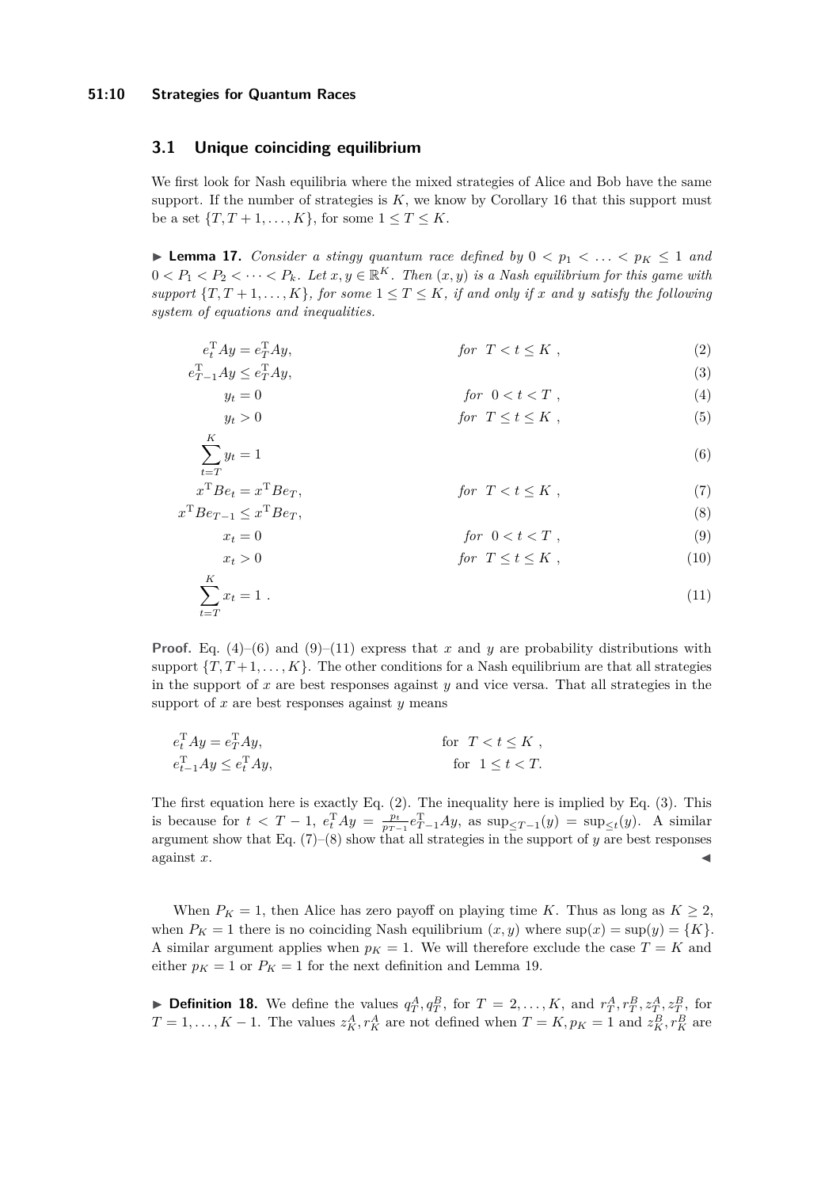## 3.1 Unique coinciding equilibrium

We first look for Nash equilibria where the mixed strategies of Alice and Bob have the same support. If the number of strategies is $K$, we know by Corollary 16 that this support must be a set $\{T, T+1, \ldots, K\}$, for some $1 \leq T \leq K$.

► **Lemma 17.** *Consider a stingy quantum race defined by $0 < p_1 < \ldots < p_K \leq 1$ and $0 < P_1 < P_2 < \cdots < P_k$. Let $x, y \in \mathbb{R}^K$. Then $(x, y)$ is a Nash equilibrium for this game with support $\{T, T+1, \ldots, K\}$, for some $1 \leq T \leq K$, if and only if $x$ and $y$ satisfy the following system of equations and inequalities.*

$$e_t^{\mathrm{T}} A y = e_T^{\mathrm{T}} A y, \qquad \text{for } T < t \leq K\ , \tag{2}$$

$$e_{T-1}^{\mathrm{T}} A y \leq e_T^{\mathrm{T}} A y, \tag{3}$$

$$y_t = 0 \qquad \text{for } 0 < t < T\ , \tag{4}$$

$$y_t > 0 \qquad \text{for } T \leq t \leq K\ , \tag{5}$$

$$\sum_{t=T}^{K} y_t = 1 \tag{6}$$

$$x^{\mathrm{T}} B e_t = x^{\mathrm{T}} B e_T, \qquad \text{for } T < t \leq K\ , \tag{7}$$

$$x^{\mathrm{T}} B e_{T-1} \leq x^{\mathrm{T}} B e_T, \tag{8}$$

$$x_t = 0 \qquad \text{for } 0 < t < T\ , \tag{9}$$

$$x_t > 0 \qquad \text{for } T \leq t \leq K\ , \tag{10}$$

$$\sum_{t=T}^{K} x_t = 1\ . \tag{11}$$

**Proof.** Eq. (4)–(6) and (9)–(11) express that $x$ and $y$ are probability distributions with support $\{T, T+1, \ldots, K\}$. The other conditions for a Nash equilibrium are that all strategies in the support of $x$ are best responses against $y$ and vice versa. That all strategies in the support of $x$ are best responses against $y$ means

$$e_t^{\mathrm{T}} A y = e_T^{\mathrm{T}} A y, \qquad \text{for } T < t \leq K\ ,$$

$$e_{t-1}^{\mathrm{T}} A y \leq e_t^{\mathrm{T}} A y, \qquad \text{for } 1 \leq t < T.$$

The first equation here is exactly Eq. (2). The inequality here is implied by Eq. (3). This is because for $t < T-1$, $e_t^{\mathrm{T}} A y = \frac{p_t}{p_{T-1}} e_{T-1}^{\mathrm{T}} A y$, as $\sup_{\leq T-1}(y) = \sup_{\leq t}(y)$. A similar argument show that Eq. (7)–(8) show that all strategies in the support of $y$ are best responses against $x$. ◄

When $P_K = 1$, then Alice has zero payoff on playing time $K$. Thus as long as $K \geq 2$, when $P_K = 1$ there is no coinciding Nash equilibrium $(x, y)$ where $\sup(x) = \sup(y) = \{K\}$. A similar argument applies when $p_K = 1$. We will therefore exclude the case $T = K$ and either $p_K = 1$ or $P_K = 1$ for the next definition and Lemma 19.

► **Definition 18.** We define the values $q_T^A, q_T^B$, for $T = 2, \ldots, K$, and $r_T^A, r_T^B, z_T^A, z_T^B$, for $T = 1, \ldots, K-1$. The values $z_K^A, r_K^A$ are not defined when $T = K, p_K = 1$ and $z_K^B, r_K^B$ are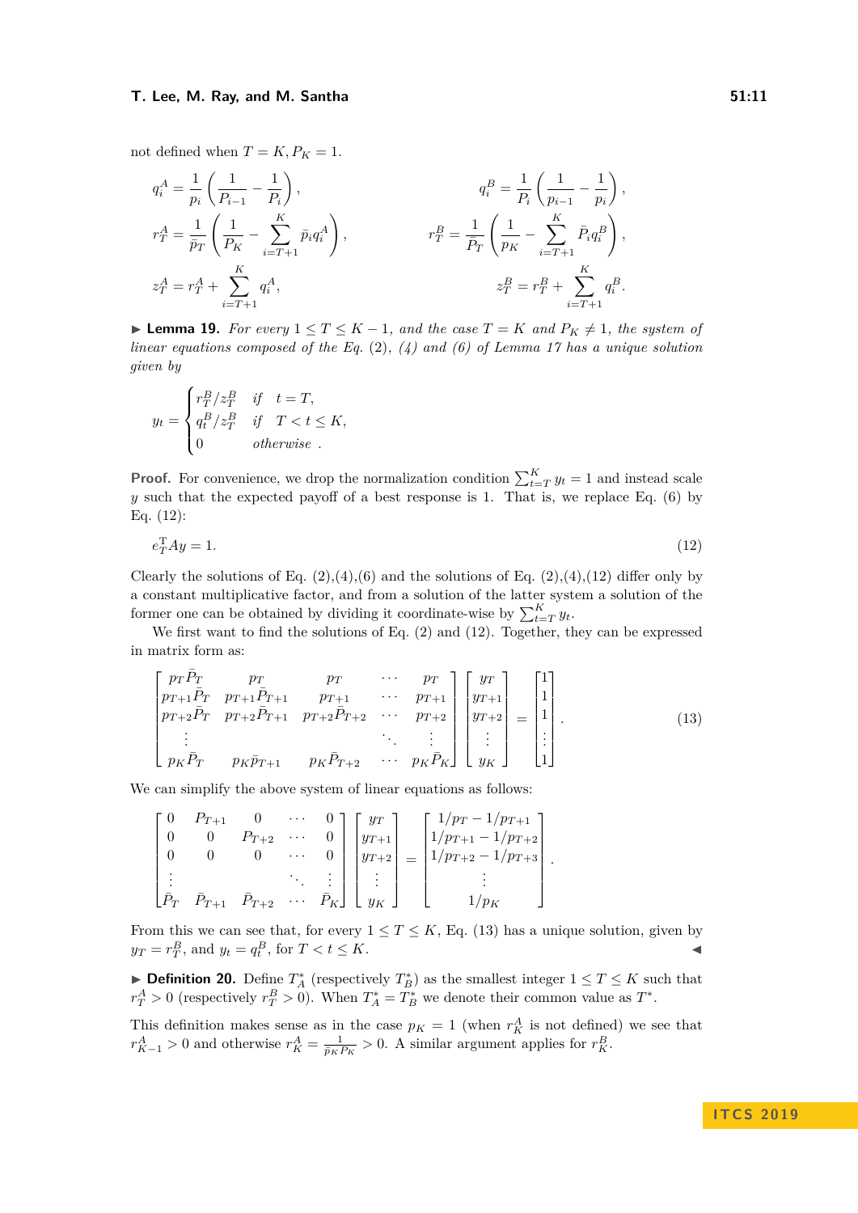not defined when $T = K, P_K = 1$.

$$q_i^A = \frac{1}{p_i}\left(\frac{1}{P_{i-1}} - \frac{1}{P_i}\right), \qquad q_i^B = \frac{1}{P_i}\left(\frac{1}{p_{i-1}} - \frac{1}{p_i}\right),$$

$$r_T^A = \frac{1}{\bar{p}_T}\left(\frac{1}{P_K} - \sum_{i=T+1}^{K} \bar{p}_i q_i^A\right), \qquad r_T^B = \frac{1}{P_T}\left(\frac{1}{p_K} - \sum_{i=T+1}^{K} \bar{P}_i q_i^B\right),$$

$$z_T^A = r_T^A + \sum_{i=T+1}^{K} q_i^A, \qquad z_T^B = r_T^B + \sum_{i=T+1}^{K} q_i^B.$$

▶ **Lemma 19.** *For every $1 \le T \le K-1$, and the case $T = K$ and $P_K \neq 1$, the system of linear equations composed of the Eq. (2), (4) and (6) of Lemma 17 has a unique solution given by*

$$y_t = \begin{cases} r_T^B / z_T^B & \text{if} \quad t = T, \\ q_t^B / z_T^B & \text{if} \quad T < t \le K, \\ 0 & \text{otherwise} \ . \end{cases}$$

**Proof.** For convenience, we drop the normalization condition $\sum_{t=T}^{K} y_t = 1$ and instead scale $y$ such that the expected payoff of a best response is 1. That is, we replace Eq. (6) by Eq. (12):

$$e_T^{\mathrm{T}} A y = 1. \tag{12}$$

Clearly the solutions of Eq. (2),(4),(6) and the solutions of Eq. (2),(4),(12) differ only by a constant multiplicative factor, and from a solution of the latter system a solution of the former one can be obtained by dividing it coordinate-wise by $\sum_{t=T}^{K} y_t$.

We first want to find the solutions of Eq. (2) and (12). Together, they can be expressed in matrix form as:

$$\begin{bmatrix} p_T \bar{P}_T & p_T & p_T & \cdots & p_T \\ p_{T+1}\bar{P}_T & p_{T+1}\bar{P}_{T+1} & p_{T+1} & \cdots & p_{T+1} \\ p_{T+2}\bar{P}_T & p_{T+2}\bar{P}_{T+1} & p_{T+2}\bar{P}_{T+2} & \cdots & p_{T+2} \\ \vdots & & & \ddots & \vdots \\ p_K \bar{P}_T & p_K \bar{p}_{T+1} & p_K \bar{P}_{T+2} & \cdots & p_K \bar{P}_K \end{bmatrix} \begin{bmatrix} y_T \\ y_{T+1} \\ y_{T+2} \\ \vdots \\ y_K \end{bmatrix} = \begin{bmatrix} 1 \\ 1 \\ 1 \\ \vdots \\ 1 \end{bmatrix}. \tag{13}$$

We can simplify the above system of linear equations as follows:

$$\begin{bmatrix} 0 & P_{T+1} & 0 & \cdots & 0 \\ 0 & 0 & P_{T+2} & \cdots & 0 \\ 0 & 0 & 0 & \cdots & 0 \\ \vdots & & & \ddots & \vdots \\ \bar{P}_T & \bar{P}_{T+1} & \bar{P}_{T+2} & \cdots & \bar{P}_K \end{bmatrix} \begin{bmatrix} y_T \\ y_{T+1} \\ y_{T+2} \\ \vdots \\ y_K \end{bmatrix} = \begin{bmatrix} 1/p_T - 1/p_{T+1} \\ 1/p_{T+1} - 1/p_{T+2} \\ 1/p_{T+2} - 1/p_{T+3} \\ \vdots \\ 1/p_K \end{bmatrix}.$$

From this we can see that, for every $1 \le T \le K$, Eq. (13) has a unique solution, given by $y_T = r_T^B$, and $y_t = q_t^B$, for $T < t \le K$. ◀

▶ **Definition 20.** Define $T_A^*$ (respectively $T_B^*$) as the smallest integer $1 \le T \le K$ such that $r_T^A > 0$ (respectively $r_T^B > 0$). When $T_A^* = T_B^*$ we denote their common value as $T^*$.

This definition makes sense as in the case $p_K = 1$ (when $r_K^A$ is not defined) we see that $r_{K-1}^A > 0$ and otherwise $r_K^A = \frac{1}{\bar{p}_K P_K} > 0$. A similar argument applies for $r_K^B$.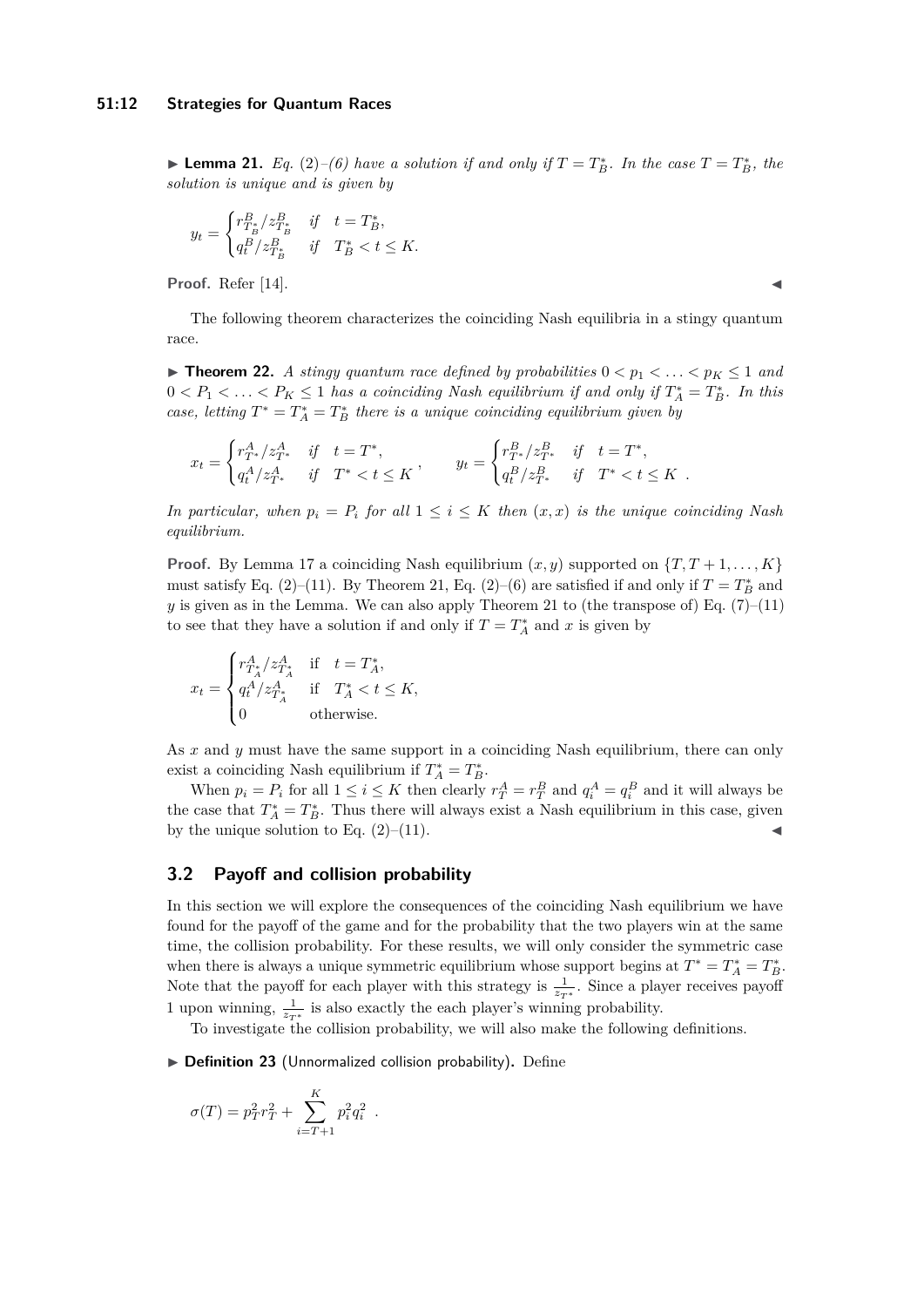▶ **Lemma 21.** *Eq.* (2)*–*(6) *have a solution if and only if $T = T^*_B$. In the case $T = T^*_B$, the solution is unique and is given by*

$$y_t = \begin{cases} r^B_{T^*_B}/z^B_{T^*_B} & \text{if} \quad t = T^*_B, \\ q^B_t/z^B_{T^*_B} & \text{if} \quad T^*_B < t \leq K. \end{cases}$$

**Proof.** Refer [14]. ◀

The following theorem characterizes the coinciding Nash equilibria in a stingy quantum race.

▶ **Theorem 22.** *A stingy quantum race defined by probabilities $0 < p_1 < \ldots < p_K \leq 1$ and $0 < P_1 < \ldots < P_K \leq 1$ has a coinciding Nash equilibrium if and only if $T^*_A = T^*_B$. In this case, letting $T^* = T^*_A = T^*_B$ there is a unique coinciding equilibrium given by*

$$x_t = \begin{cases} r^A_{T^*}/z^A_{T^*} & \text{if} \quad t = T^*, \\ q^A_t/z^A_{T^*} & \text{if} \quad T^* < t \leq K \end{cases}, \qquad y_t = \begin{cases} r^B_{T^*}/z^B_{T^*} & \text{if} \quad t = T^*, \\ q^B_t/z^B_{T^*} & \text{if} \quad T^* < t \leq K \end{cases}.$$

*In particular, when $p_i = P_i$ for all $1 \leq i \leq K$ then $(x, x)$ is the unique coinciding Nash equilibrium.*

**Proof.** By Lemma 17 a coinciding Nash equilibrium $(x, y)$ supported on $\{T, T+1, \ldots, K\}$ must satisfy Eq. (2)–(11). By Theorem 21, Eq. (2)–(6) are satisfied if and only if $T = T^*_B$ and $y$ is given as in the Lemma. We can also apply Theorem 21 to (the transpose of) Eq. (7)–(11) to see that they have a solution if and only if $T = T^*_A$ and $x$ is given by

$$x_t = \begin{cases} r^A_{T^*_A}/z^A_{T^*_A} & \text{if} \quad t = T^*_A, \\ q^A_t/z^A_{T^*_A} & \text{if} \quad T^*_A < t \leq K, \\ 0 & \text{otherwise.} \end{cases}$$

As $x$ and $y$ must have the same support in a coinciding Nash equilibrium, there can only exist a coinciding Nash equilibrium if $T^*_A = T^*_B$.

When $p_i = P_i$ for all $1 \leq i \leq K$ then clearly $r^A_T = r^B_T$ and $q^A_i = q^B_i$ and it will always be the case that $T^*_A = T^*_B$. Thus there will always exist a Nash equilibrium in this case, given by the unique solution to Eq. (2)–(11). ◀

## 3.2 Payoff and collision probability

In this section we will explore the consequences of the coinciding Nash equilibrium we have found for the payoff of the game and for the probability that the two players win at the same time, the collision probability. For these results, we will only consider the symmetric case when there is always a unique symmetric equilibrium whose support begins at $T^* = T^*_A = T^*_B$. Note that the payoff for each player with this strategy is $\frac{1}{z_{T^*}}$. Since a player receives payoff 1 upon winning, $\frac{1}{z_{T^*}}$ is also exactly the each player's winning probability.

To investigate the collision probability, we will also make the following definitions.

▶ **Definition 23** (Unnormalized collision probability)**.** Define

$$\sigma(T) = p_T^2 r_T^2 + \sum_{i=T+1}^{K} p_i^2 q_i^2 \ .$$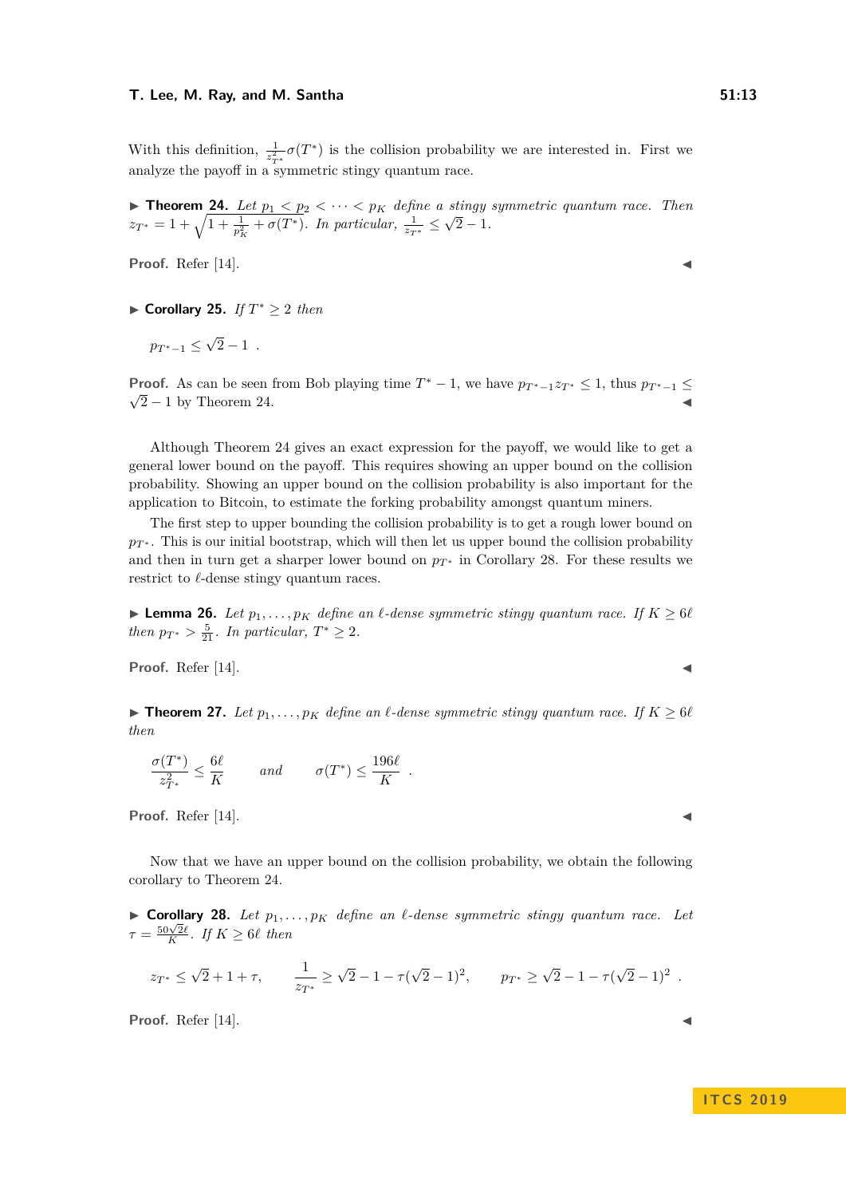With this definition, $\frac{1}{z_{T^*}^2}\sigma(T^*)$ is the collision probability we are interested in. First we analyze the payoff in a symmetric stingy quantum race.

▶ **Theorem 24.** *Let $p_1 < p_2 < \cdots < p_K$ define a stingy symmetric quantum race. Then $z_{T^*} = 1 + \sqrt{1 + \frac{1}{p_K^2} + \sigma(T^*)}$. In particular, $\frac{1}{z_{T^*}} \leq \sqrt{2} - 1$.*

**Proof.** Refer [14]. ◀

▶ **Corollary 25.** *If $T^* \geq 2$ then*

$$p_{T^*-1} \leq \sqrt{2} - 1 \ .$$

**Proof.** As can be seen from Bob playing time $T^* - 1$, we have $p_{T^*-1} z_{T^*} \leq 1$, thus $p_{T^*-1} \leq \sqrt{2} - 1$ by Theorem 24. ◀

Although Theorem 24 gives an exact expression for the payoff, we would like to get a general lower bound on the payoff. This requires showing an upper bound on the collision probability. Showing an upper bound on the collision probability is also important for the application to Bitcoin, to estimate the forking probability amongst quantum miners.

The first step to upper bounding the collision probability is to get a rough lower bound on $p_{T^*}$. This is our initial bootstrap, which will then let us upper bound the collision probability and then in turn get a sharper lower bound on $p_{T^*}$ in Corollary 28. For these results we restrict to $\ell$-dense stingy quantum races.

▶ **Lemma 26.** *Let $p_1, \ldots, p_K$ define an $\ell$-dense symmetric stingy quantum race. If $K \geq 6\ell$ then $p_{T^*} > \frac{5}{21}$. In particular, $T^* \geq 2$.*

**Proof.** Refer [14]. ◀

▶ **Theorem 27.** *Let $p_1, \ldots, p_K$ define an $\ell$-dense symmetric stingy quantum race. If $K \geq 6\ell$ then*

$$\frac{\sigma(T^*)}{z_{T^*}^2} \leq \frac{6\ell}{K} \qquad \text{and} \qquad \sigma(T^*) \leq \frac{196\ell}{K} \ .$$

**Proof.** Refer [14]. ◀

Now that we have an upper bound on the collision probability, we obtain the following corollary to Theorem 24.

▶ **Corollary 28.** *Let $p_1, \ldots, p_K$ define an $\ell$-dense symmetric stingy quantum race. Let $\tau = \frac{50\sqrt{2}\ell}{K}$. If $K \geq 6\ell$ then*

$$z_{T^*} \leq \sqrt{2} + 1 + \tau, \qquad \frac{1}{z_{T^*}} \geq \sqrt{2} - 1 - \tau(\sqrt{2} - 1)^2, \qquad p_{T^*} \geq \sqrt{2} - 1 - \tau(\sqrt{2} - 1)^2 \ .$$

**Proof.** Refer [14]. ◀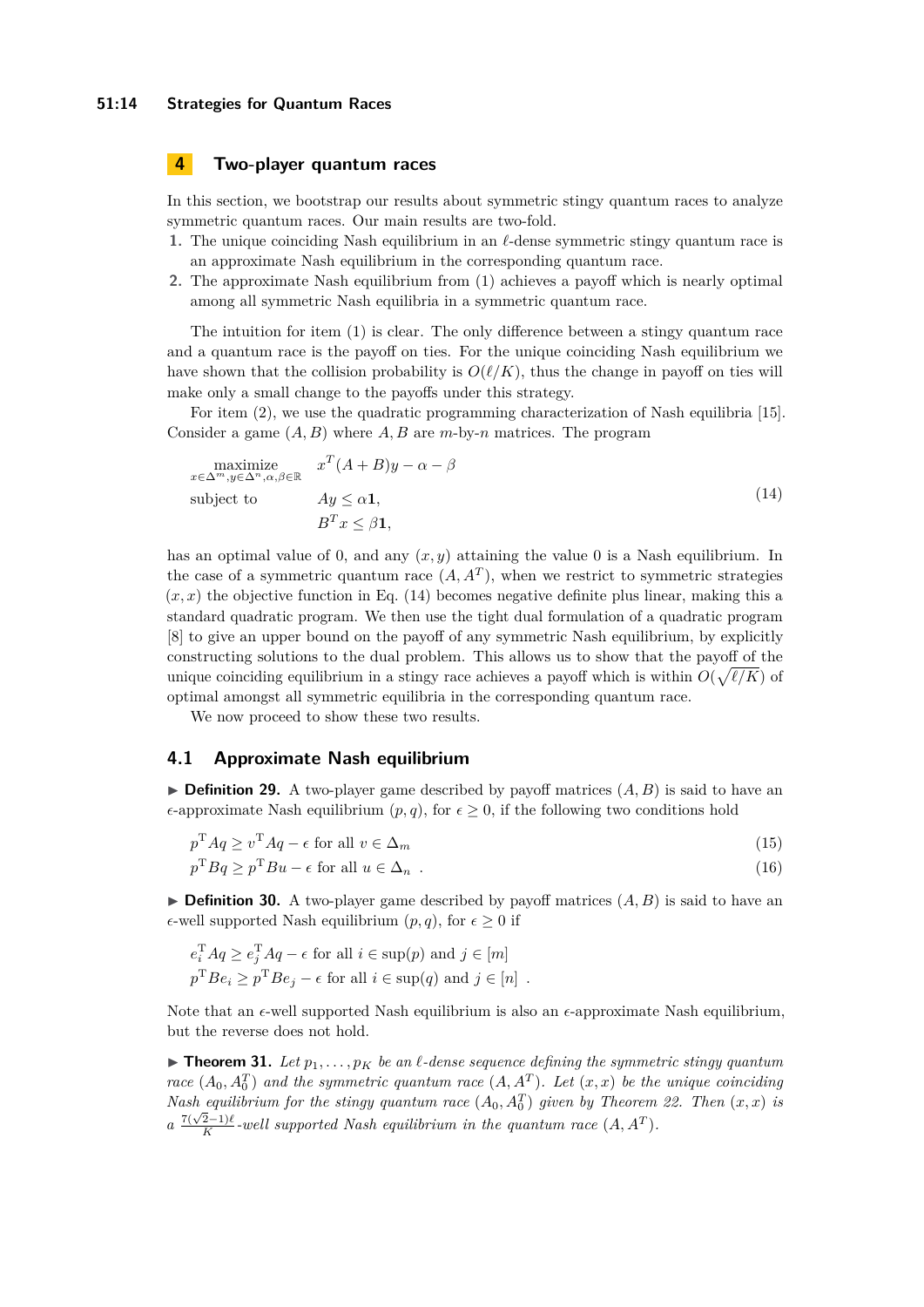## 4 Two-player quantum races

In this section, we bootstrap our results about symmetric stingy quantum races to analyze symmetric quantum races. Our main results are two-fold.

1. The unique coinciding Nash equilibrium in an $\ell$-dense symmetric stingy quantum race is an approximate Nash equilibrium in the corresponding quantum race.
2. The approximate Nash equilibrium from (1) achieves a payoff which is nearly optimal among all symmetric Nash equilibria in a symmetric quantum race.

The intuition for item (1) is clear. The only difference between a stingy quantum race and a quantum race is the payoff on ties. For the unique coinciding Nash equilibrium we have shown that the collision probability is $O(\ell/K)$, thus the change in payoff on ties will make only a small change to the payoffs under this strategy.

For item (2), we use the quadratic programming characterization of Nash equilibria [15]. Consider a game $(A, B)$ where $A, B$ are $m$-by-$n$ matrices. The program

$$\begin{aligned} \underset{x\in\Delta^m, y\in\Delta^n, \alpha,\beta\in\mathbb{R}}{\text{maximize}} \quad & x^T(A+B)y - \alpha - \beta \\ \text{subject to} \quad & Ay \leq \alpha \mathbf{1}, \\ & B^T x \leq \beta \mathbf{1}, \end{aligned} \tag{14}$$

has an optimal value of 0, and any $(x, y)$ attaining the value 0 is a Nash equilibrium. In the case of a symmetric quantum race $(A, A^T)$, when we restrict to symmetric strategies $(x, x)$ the objective function in Eq. (14) becomes negative definite plus linear, making this a standard quadratic program. We then use the tight dual formulation of a quadratic program [8] to give an upper bound on the payoff of any symmetric Nash equilibrium, by explicitly constructing solutions to the dual problem. This allows us to show that the payoff of the unique coinciding equilibrium in a stingy race achieves a payoff which is within $O(\sqrt{\ell/K})$ of optimal amongst all symmetric equilibria in the corresponding quantum race.

We now proceed to show these two results.

### 4.1 Approximate Nash equilibrium

▶ **Definition 29.** A two-player game described by payoff matrices $(A, B)$ is said to have an $\epsilon$-approximate Nash equilibrium $(p, q)$, for $\epsilon \geq 0$, if the following two conditions hold

$$p^{\mathrm{T}} A q \geq v^{\mathrm{T}} A q - \epsilon \text{ for all } v \in \Delta_m \tag{15}$$

$$p^{\mathrm{T}} B q \geq p^{\mathrm{T}} B u - \epsilon \text{ for all } u \in \Delta_n \ . \tag{16}$$

▶ **Definition 30.** A two-player game described by payoff matrices $(A, B)$ is said to have an $\epsilon$-well supported Nash equilibrium $(p, q)$, for $\epsilon \geq 0$ if

$$e_i^{\mathrm{T}} A q \geq e_j^{\mathrm{T}} A q - \epsilon \text{ for all } i \in \sup(p) \text{ and } j \in [m]$$

$$p^{\mathrm{T}} B e_i \geq p^{\mathrm{T}} B e_j - \epsilon \text{ for all } i \in \sup(q) \text{ and } j \in [n] \ .$$

Note that an $\epsilon$-well supported Nash equilibrium is also an $\epsilon$-approximate Nash equilibrium, but the reverse does not hold.

▶ **Theorem 31.** *Let $p_1, \ldots, p_K$ be an $\ell$-dense sequence defining the symmetric stingy quantum race $(A_0, A_0^T)$ and the symmetric quantum race $(A, A^T)$. Let $(x, x)$ be the unique coinciding Nash equilibrium for the stingy quantum race $(A_0, A_0^T)$ given by Theorem 22. Then $(x, x)$ is a $\frac{7(\sqrt{2}-1)\ell}{K}$-well supported Nash equilibrium in the quantum race $(A, A^T)$.*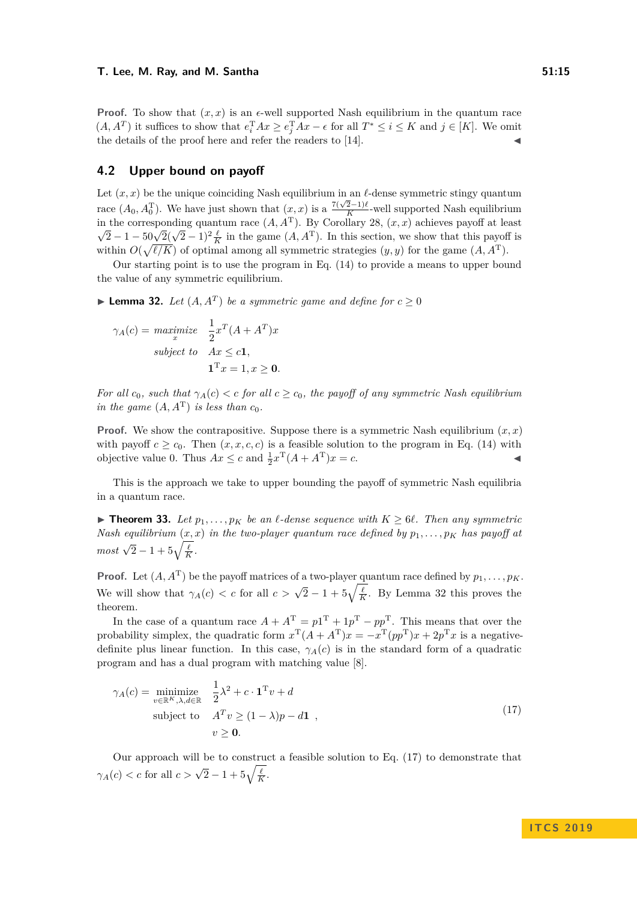**Proof.** To show that $(x, x)$ is an $\epsilon$-well supported Nash equilibrium in the quantum race $(A, A^T)$ it suffices to show that $e_i^T Ax \geq e_j^T Ax - \epsilon$ for all $T^* \leq i \leq K$ and $j \in [K]$. We omit the details of the proof here and refer the readers to [14]. ◀

## 4.2 Upper bound on payoff

Let $(x, x)$ be the unique coinciding Nash equilibrium in an $\ell$-dense symmetric stingy quantum race $(A_0, A_0^T)$. We have just shown that $(x, x)$ is a $\frac{7(\sqrt{2}-1)\ell}{K}$-well supported Nash equilibrium in the corresponding quantum race $(A, A^T)$. By Corollary 28, $(x, x)$ achieves payoff at least $\sqrt{2} - 1 - 50\sqrt{2}(\sqrt{2}-1)^2\frac{\ell}{K}$ in the game $(A, A^T)$. In this section, we show that this payoff is within $O(\sqrt{\ell/K})$ of optimal among all symmetric strategies $(y, y)$ for the game $(A, A^T)$.

Our starting point is to use the program in Eq. (14) to provide a means to upper bound the value of any symmetric equilibrium.

▶ **Lemma 32.** *Let $(A, A^T)$ be a symmetric game and define for $c \geq 0$*

$$\begin{aligned}
\gamma_A(c) = \underset{x}{\text{maximize}} \quad & \frac{1}{2}x^T(A + A^T)x \\
\text{subject to} \quad & Ax \leq c\mathbf{1}, \\
& \mathbf{1}^T x = 1, x \geq \mathbf{0}.
\end{aligned}$$

*For all $c_0$, such that $\gamma_A(c) < c$ for all $c \geq c_0$, the payoff of any symmetric Nash equilibrium in the game $(A, A^T)$ is less than $c_0$.*

**Proof.** We show the contrapositive. Suppose there is a symmetric Nash equilibrium $(x, x)$ with payoff $c \geq c_0$. Then $(x, x, c, c)$ is a feasible solution to the program in Eq. (14) with objective value 0. Thus $Ax \leq c$ and $\frac{1}{2}x^T(A + A^T)x = c$. ◀

This is the approach we take to upper bounding the payoff of symmetric Nash equilibria in a quantum race.

▶ **Theorem 33.** *Let $p_1, \ldots, p_K$ be an $\ell$-dense sequence with $K \geq 6\ell$. Then any symmetric Nash equilibrium $(x, x)$ in the two-player quantum race defined by $p_1, \ldots, p_K$ has payoff at most $\sqrt{2} - 1 + 5\sqrt{\frac{\ell}{K}}$.*

**Proof.** Let $(A, A^T)$ be the payoff matrices of a two-player quantum race defined by $p_1, \ldots, p_K$. We will show that $\gamma_A(c) < c$ for all $c > \sqrt{2} - 1 + 5\sqrt{\frac{\ell}{K}}$. By Lemma 32 this proves the theorem.

In the case of a quantum race $A + A^T = p1^T + 1p^T - pp^T$. This means that over the probability simplex, the quadratic form $x^T(A + A^T)x = -x^T(pp^T)x + 2p^T x$ is a negative-definite plus linear function. In this case, $\gamma_A(c)$ is in the standard form of a quadratic program and has a dual program with matching value [8].

$$\begin{aligned}
\gamma_A(c) = \underset{v \in \mathbb{R}^K, \lambda, d \in \mathbb{R}}{\text{minimize}} \quad & \frac{1}{2}\lambda^2 + c \cdot \mathbf{1}^T v + d \\
\text{subject to} \quad & A^T v \geq (1 - \lambda)p - d\mathbf{1} \quad , \\
& v \geq \mathbf{0}.
\end{aligned} \tag{17}$$

Our approach will be to construct a feasible solution to Eq. (17) to demonstrate that $\gamma_A(c) < c$ for all $c > \sqrt{2} - 1 + 5\sqrt{\frac{\ell}{K}}$.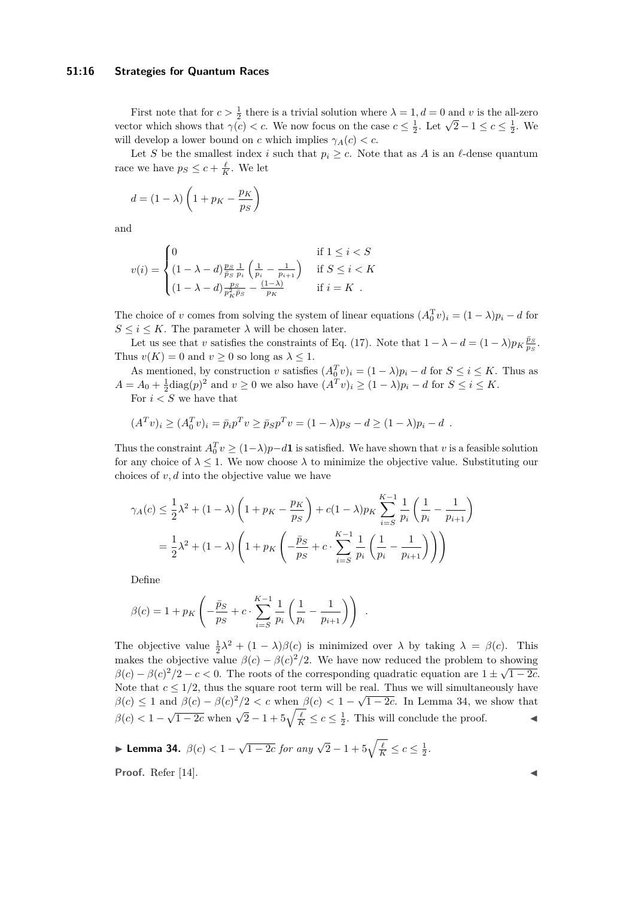First note that for $c > \frac{1}{2}$ there is a trivial solution where $\lambda = 1, d = 0$ and $v$ is the all-zero vector which shows that $\gamma(c) < c$. We now focus on the case $c \leq \frac{1}{2}$. Let $\sqrt{2} - 1 \leq c \leq \frac{1}{2}$. We will develop a lower bound on $c$ which implies $\gamma_A(c) < c$.

Let $S$ be the smallest index $i$ such that $p_i \geq c$. Note that as $A$ is an $\ell$-dense quantum race we have $p_S \leq c + \frac{\ell}{K}$. We let

$$d = (1 - \lambda)\left(1 + p_K - \frac{p_K}{p_S}\right)$$

and

$$v(i) = \begin{cases} 0 & \text{if } 1 \leq i < S \\ (1 - \lambda - d)\frac{p_S}{\bar{p}_S}\frac{1}{p_i}\left(\frac{1}{p_i} - \frac{1}{p_{i+1}}\right) & \text{if } S \leq i < K \\ (1 - \lambda - d)\frac{p_S}{p_K^2 \bar{p}_S} - \frac{(1-\lambda)}{p_K} & \text{if } i = K \ . \end{cases}$$

The choice of $v$ comes from solving the system of linear equations $(A_0^{\mathrm{T}} v)_i = (1 - \lambda)p_i - d$ for $S \leq i \leq K$. The parameter $\lambda$ will be chosen later.

Let us see that $v$ satisfies the constraints of Eq. (17). Note that $1 - \lambda - d = (1 - \lambda)p_K \frac{\bar{p}_S}{p_S}$. Thus $v(K) = 0$ and $v \geq 0$ so long as $\lambda \leq 1$.

As mentioned, by construction $v$ satisfies $(A_0^T v)_i = (1 - \lambda)p_i - d$ for $S \leq i \leq K$. Thus as $A = A_0 + \frac{1}{2}\mathrm{diag}(p)^2$ and $v \geq 0$ we also have $(A^T v)_i \geq (1 - \lambda)p_i - d$ for $S \leq i \leq K$.

For $i < S$ we have that

$$(A^T v)_i \geq (A_0^T v)_i = \bar{p}_i p^T v \geq \bar{p}_S p^T v = (1 - \lambda)p_S - d \geq (1 - \lambda)p_i - d \ .$$

Thus the constraint $A_0^T v \geq (1 - \lambda)p - d\mathbf{1}$ is satisfied. We have shown that $v$ is a feasible solution for any choice of $\lambda \leq 1$. We now choose $\lambda$ to minimize the objective value. Substituting our choices of $v, d$ into the objective value we have

$$\begin{aligned}
\gamma_A(c) &\leq \frac{1}{2}\lambda^2 + (1 - \lambda)\left(1 + p_K - \frac{p_K}{p_S}\right) + c(1 - \lambda)p_K \sum_{i=S}^{K-1} \frac{1}{p_i}\left(\frac{1}{p_i} - \frac{1}{p_{i+1}}\right) \\
&= \frac{1}{2}\lambda^2 + (1 - \lambda)\left(1 + p_K\left(-\frac{\bar{p}_S}{p_S} + c \cdot \sum_{i=S}^{K-1} \frac{1}{p_i}\left(\frac{1}{p_i} - \frac{1}{p_{i+1}}\right)\right)\right)
\end{aligned}$$

Define

$$\beta(c) = 1 + p_K\left(-\frac{\bar{p}_S}{p_S} + c \cdot \sum_{i=S}^{K-1} \frac{1}{p_i}\left(\frac{1}{p_i} - \frac{1}{p_{i+1}}\right)\right) \ .$$

The objective value $\frac{1}{2}\lambda^2 + (1 - \lambda)\beta(c)$ is minimized over $\lambda$ by taking $\lambda = \beta(c)$. This makes the objective value $\beta(c) - \beta(c)^2/2$. We have now reduced the problem to showing $\beta(c) - \beta(c)^2/2 - c < 0$. The roots of the corresponding quadratic equation are $1 \pm \sqrt{1 - 2c}$. Note that $c \leq 1/2$, thus the square root term will be real. Thus we will simultaneously have $\beta(c) \leq 1$ and $\beta(c) - \beta(c)^2/2 < c$ when $\beta(c) < 1 - \sqrt{1 - 2c}$. In Lemma 34, we show that $\beta(c) < 1 - \sqrt{1 - 2c}$ when $\sqrt{2} - 1 + 5\sqrt{\frac{\ell}{K}} \leq c \leq \frac{1}{2}$. This will conclude the proof. ◀

▶ **Lemma 34.** *$\beta(c) < 1 - \sqrt{1 - 2c}$ for any $\sqrt{2} - 1 + 5\sqrt{\frac{\ell}{K}} \leq c \leq \frac{1}{2}$.*

**Proof.** Refer [14]. ◀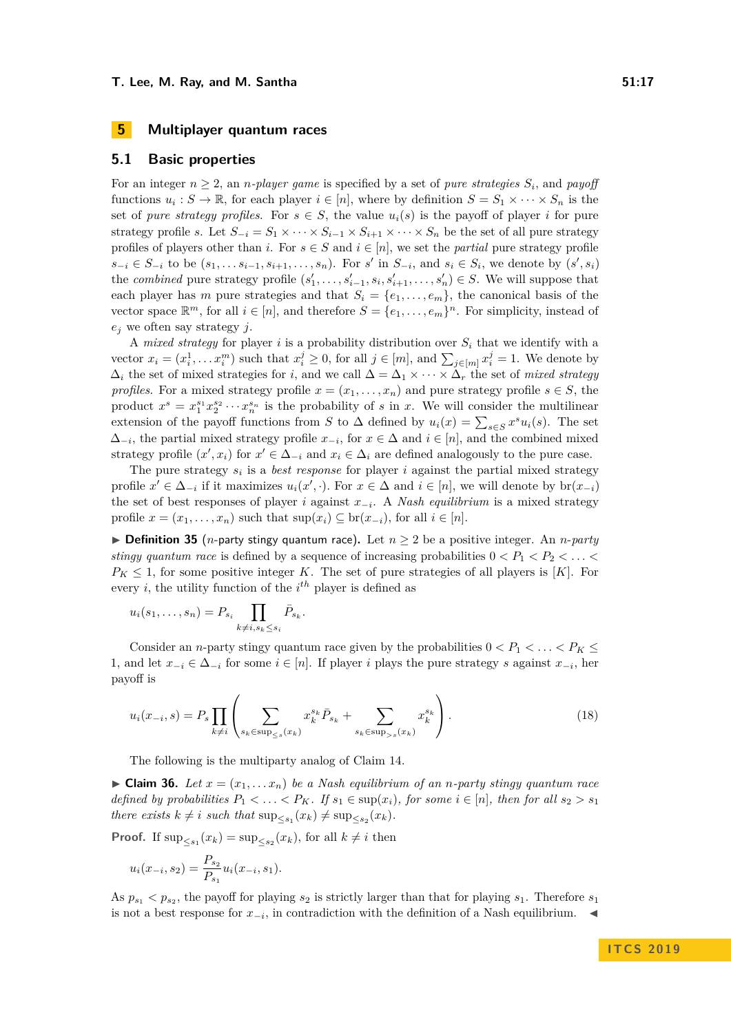# 5 Multiplayer quantum races

## 5.1 Basic properties

For an integer $n \geq 2$, an *n-player game* is specified by a set of *pure strategies* $S_i$, and *payoff* functions $u_i : S \to \mathbb{R}$, for each player $i \in [n]$, where by definition $S = S_1 \times \cdots \times S_n$ is the set of *pure strategy profiles*. For $s \in S$, the value $u_i(s)$ is the payoff of player $i$ for pure strategy profile $s$. Let $S_{-i} = S_1 \times \cdots \times S_{i-1} \times S_{i+1} \times \cdots \times S_n$ be the set of all pure strategy profiles of players other than $i$. For $s \in S$ and $i \in [n]$, we set the *partial* pure strategy profile $s_{-i} \in S_{-i}$ to be $(s_1, \ldots s_{i-1}, s_{i+1}, \ldots, s_n)$. For $s'$ in $S_{-i}$, and $s_i \in S_i$, we denote by $(s', s_i)$ the *combined* pure strategy profile $(s'_1, \ldots, s'_{i-1}, s_i, s'_{i+1}, \ldots, s'_n) \in S$. We will suppose that each player has $m$ pure strategies and that $S_i = \{e_1, \ldots, e_m\}$, the canonical basis of the vector space $\mathbb{R}^m$, for all $i \in [n]$, and therefore $S = \{e_1, \ldots, e_m\}^n$. For simplicity, instead of $e_j$ we often say strategy $j$.

A *mixed strategy* for player $i$ is a probability distribution over $S_i$ that we identify with a vector $x_i = (x_i^1, \ldots x_i^m)$ such that $x_i^j \geq 0$, for all $j \in [m]$, and $\sum_{j \in [m]} x_i^j = 1$. We denote by $\Delta_i$ the set of mixed strategies for $i$, and we call $\Delta = \Delta_1 \times \cdots \times \Delta_r$ the set of *mixed strategy profiles*. For a mixed strategy profile $x = (x_1, \ldots, x_n)$ and pure strategy profile $s \in S$, the product $x^s = x_1^{s_1} x_2^{s_2} \cdots x_n^{s_n}$ is the probability of $s$ in $x$. We will consider the multilinear extension of the payoff functions from $S$ to $\Delta$ defined by $u_i(x) = \sum_{s \in S} x^s u_i(s)$. The set $\Delta_{-i}$, the partial mixed strategy profile $x_{-i}$, for $x \in \Delta$ and $i \in [n]$, and the combined mixed strategy profile $(x', x_i)$ for $x' \in \Delta_{-i}$ and $x_i \in \Delta_i$ are defined analogously to the pure case.

The pure strategy $s_i$ is a *best response* for player $i$ against the partial mixed strategy profile $x' \in \Delta_{-i}$ if it maximizes $u_i(x', \cdot)$. For $x \in \Delta$ and $i \in [n]$, we will denote by $\mathrm{br}(x_{-i})$ the set of best responses of player $i$ against $x_{-i}$. A *Nash equilibrium* is a mixed strategy profile $x = (x_1, \ldots, x_n)$ such that $\sup(x_i) \subseteq \mathrm{br}(x_{-i})$, for all $i \in [n]$.

▶ **Definition 35** ($n$-party stingy quantum race). Let $n \geq 2$ be a positive integer. An *$n$-party stingy quantum race* is defined by a sequence of increasing probabilities $0 < P_1 < P_2 < \ldots < P_K \leq 1$, for some positive integer $K$. The set of pure strategies of all players is $[K]$. For every $i$, the utility function of the $i^{th}$ player is defined as

$$u_i(s_1, \ldots, s_n) = P_{s_i} \prod_{k \neq i, s_k \leq s_i} \bar{P}_{s_k}.$$

Consider an $n$-party stingy quantum race given by the probabilities $0 < P_1 < \ldots < P_K \leq 1$, and let $x_{-i} \in \Delta_{-i}$ for some $i \in [n]$. If player $i$ plays the pure strategy $s$ against $x_{-i}$, her payoff is

$$u_i(x_{-i}, s) = P_s \prod_{k \neq i} \left( \sum_{s_k \in \sup_{\leq s}(x_k)} x_k^{s_k} \bar{P}_{s_k} + \sum_{s_k \in \sup_{> s}(x_k)} x_k^{s_k} \right). \tag{18}$$

The following is the multiparty analog of Claim 14.

▶ **Claim 36.** *Let $x = (x_1, \ldots x_n)$ be a Nash equilibrium of an $n$-party stingy quantum race defined by probabilities $P_1 < \ldots < P_K$. If $s_1 \in \sup(x_i)$, for some $i \in [n]$, then for all $s_2 > s_1$ there exists $k \neq i$ such that $\sup_{\leq s_1}(x_k) \neq \sup_{\leq s_2}(x_k)$.*

**Proof.** If $\sup_{\leq s_1}(x_k) = \sup_{\leq s_2}(x_k)$, for all $k \neq i$ then

$$u_i(x_{-i}, s_2) = \frac{P_{s_2}}{P_{s_1}} u_i(x_{-i}, s_1).$$

As $p_{s_1} < p_{s_2}$, the payoff for playing $s_2$ is strictly larger than that for playing $s_1$. Therefore $s_1$ is not a best response for $x_{-i}$, in contradiction with the definition of a Nash equilibrium. ◀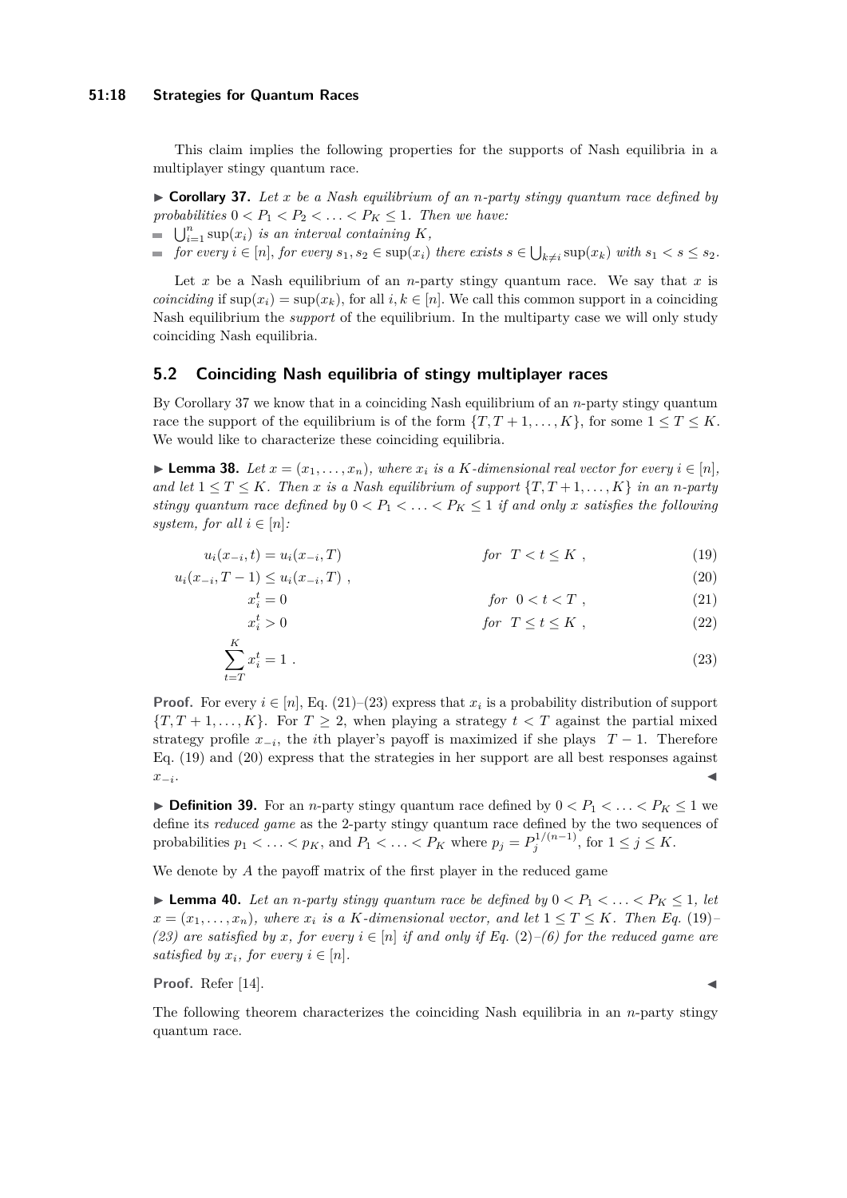This claim implies the following properties for the supports of Nash equilibria in a multiplayer stingy quantum race.

▶ **Corollary 37.** *Let $x$ be a Nash equilibrium of an $n$-party stingy quantum race defined by probabilities $0 < P_1 < P_2 < \ldots < P_K \leq 1$. Then we have:*

- $\bigcup_{i=1}^{n} \sup(x_i)$ *is an interval containing $K$,*
- *for every $i \in [n]$, for every $s_1, s_2 \in \sup(x_i)$ there exists $s \in \bigcup_{k \neq i} \sup(x_k)$ with $s_1 < s \leq s_2$.*

Let $x$ be a Nash equilibrium of an $n$-party stingy quantum race. We say that $x$ is *coinciding* if $\sup(x_i) = \sup(x_k)$, for all $i, k \in [n]$. We call this common support in a coinciding Nash equilibrium the *support* of the equilibrium. In the multiparty case we will only study coinciding Nash equilibria.

## 5.2 Coinciding Nash equilibria of stingy multiplayer races

By Corollary 37 we know that in a coinciding Nash equilibrium of an $n$-party stingy quantum race the support of the equilibrium is of the form $\{T, T+1, \ldots, K\}$, for some $1 \leq T \leq K$. We would like to characterize these coinciding equilibria.

▶ **Lemma 38.** *Let $x = (x_1, \ldots, x_n)$, where $x_i$ is a $K$-dimensional real vector for every $i \in [n]$, and let $1 \leq T \leq K$. Then $x$ is a Nash equilibrium of support $\{T, T+1, \ldots, K\}$ in an $n$-party stingy quantum race defined by $0 < P_1 < \ldots < P_K \leq 1$ if and only $x$ satisfies the following system, for all $i \in [n]$:*

$$u_i(x_{-i}, t) = u_i(x_{-i}, T) \qquad \text{for } \; T < t \leq K \;, \tag{19}$$

$$u_i(x_{-i}, T-1) \leq u_i(x_{-i}, T) \;, \tag{20}$$

$$x_i^t = 0 \qquad \text{for } \; 0 < t < T \;, \tag{21}$$

$$x_i^t > 0 \qquad \text{for } \; T \leq t \leq K \;, \tag{22}$$

$$\sum_{t=T}^{K} x_i^t = 1 \;. \tag{23}$$

**Proof.** For every $i \in [n]$, Eq. (21)–(23) express that $x_i$ is a probability distribution of support $\{T, T+1, \ldots, K\}$. For $T \geq 2$, when playing a strategy $t < T$ against the partial mixed strategy profile $x_{-i}$, the $i$th player's payoff is maximized if she plays $T-1$. Therefore Eq. (19) and (20) express that the strategies in her support are all best responses against $x_{-i}$. ◀

▶ **Definition 39.** For an $n$-party stingy quantum race defined by $0 < P_1 < \ldots < P_K \leq 1$ we define its *reduced game* as the 2-party stingy quantum race defined by the two sequences of probabilities $p_1 < \ldots < p_K$, and $P_1 < \ldots < P_K$ where $p_j = P_j^{1/(n-1)}$, for $1 \leq j \leq K$.

We denote by $A$ the payoff matrix of the first player in the reduced game

▶ **Lemma 40.** *Let an $n$-party stingy quantum race be defined by $0 < P_1 < \ldots < P_K \leq 1$, let $x = (x_1, \ldots, x_n)$, where $x_i$ is a $K$-dimensional vector, and let $1 \leq T \leq K$. Then Eq. (19)–(23) are satisfied by $x$, for every $i \in [n]$ if and only if Eq. (2)–(6) for the reduced game are satisfied by $x_i$, for every $i \in [n]$.*

**Proof.** Refer [14]. ◀

The following theorem characterizes the coinciding Nash equilibria in an $n$-party stingy quantum race.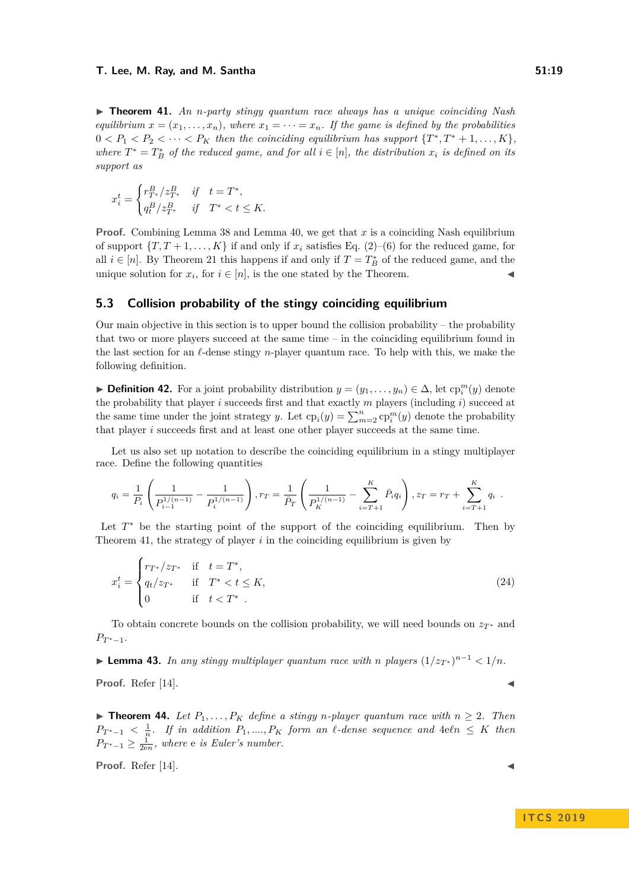▶ **Theorem 41.** *An $n$-party stingy quantum race always has a unique coinciding Nash equilibrium $x = (x_1, \ldots, x_n)$, where $x_1 = \cdots = x_n$. If the game is defined by the probabilities $0 < P_1 < P_2 < \cdots < P_K$ then the coinciding equilibrium has support $\{T^*, T^*+1, \ldots, K\}$, where $T^* = T^*_B$ of the reduced game, and for all $i \in [n]$, the distribution $x_i$ is defined on its support as*

$$x_i^t = \begin{cases} r^B_{T^*}/z^B_{T^*} & \text{if} \quad t = T^*, \\ q^B_t/z^B_{T^*} & \text{if} \quad T^* < t \leq K. \end{cases}$$

**Proof.** Combining Lemma 38 and Lemma 40, we get that $x$ is a coinciding Nash equilibrium of support $\{T, T+1, \ldots, K\}$ if and only if $x_i$ satisfies Eq. (2)–(6) for the reduced game, for all $i \in [n]$. By Theorem 21 this happens if and only if $T = T^*_B$ of the reduced game, and the unique solution for $x_i$, for $i \in [n]$, is the one stated by the Theorem. ◀

## 5.3 Collision probability of the stingy coinciding equilibrium

Our main objective in this section is to upper bound the collision probability – the probability that two or more players succeed at the same time – in the coinciding equilibrium found in the last section for an $\ell$-dense stingy $n$-player quantum race. To help with this, we make the following definition.

▶ **Definition 42.** For a joint probability distribution $y = (y_1, \ldots, y_n) \in \Delta$, let $\mathrm{cp}_i^m(y)$ denote the probability that player $i$ succeeds first and that exactly $m$ players (including $i$) succeed at the same time under the joint strategy $y$. Let $\mathrm{cp}_i(y) = \sum_{m=2}^n \mathrm{cp}_i^m(y)$ denote the probability that player $i$ succeeds first and at least one other player succeeds at the same time.

Let us also set up notation to describe the coinciding equilibrium in a stingy multiplayer race. Define the following quantities

$$q_i = \frac{1}{P_i}\left(\frac{1}{P_{i-1}^{1/(n-1)}} - \frac{1}{P_i^{1/(n-1)}}\right), r_T = \frac{1}{\bar{P}_T}\left(\frac{1}{P_K^{1/(n-1)}} - \sum_{i=T+1}^{K} \bar{P}_i q_i\right), z_T = r_T + \sum_{i=T+1}^{K} q_i \ .$$

Let $T^*$ be the starting point of the support of the coinciding equilibrium. Then by Theorem 41, the strategy of player $i$ in the coinciding equilibrium is given by

$$x_i^t = \begin{cases} r_{T^*}/z_{T^*} & \text{if} \quad t = T^*, \\ q_t/z_{T^*} & \text{if} \quad T^* < t \leq K, \\ 0 & \text{if} \quad t < T^* \ . \end{cases} \tag{24}$$

To obtain concrete bounds on the collision probability, we will need bounds on $z_{T^*}$ and $P_{T^*-1}$.

▶ **Lemma 43.** *In any stingy multiplayer quantum race with $n$ players $(1/z_{T^*})^{n-1} < 1/n$.*

**Proof.** Refer [14]. ◀

▶ **Theorem 44.** *Let $P_1, \ldots, P_K$ define a stingy $n$-player quantum race with $n \geq 2$. Then $P_{T^*-1} < \frac{1}{n}$. If in addition $P_1, \ldots., P_K$ form an $\ell$-dense sequence and $4\mathrm{e}\ell n \leq K$ then $P_{T^*-1} \geq \frac{1}{2\mathrm{e}n}$, where* e *is Euler's number.*

**Proof.** Refer [14]. ◀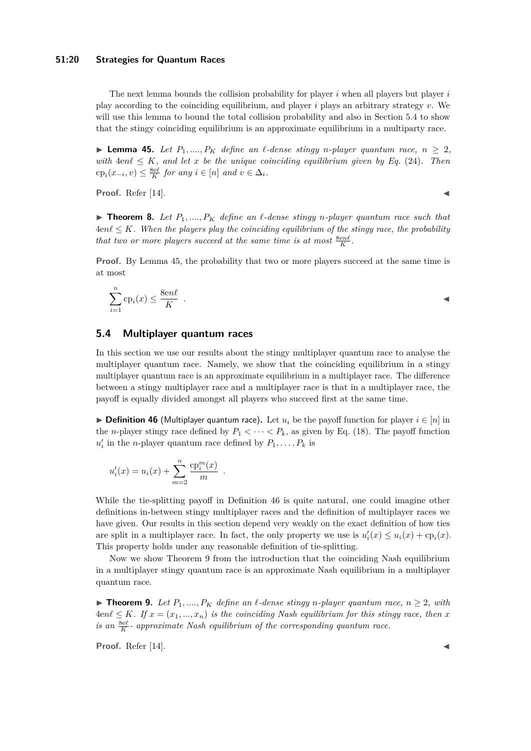The next lemma bounds the collision probability for player $i$ when all players but player $i$ play according to the coinciding equilibrium, and player $i$ plays an arbitrary strategy $v$. We will use this lemma to bound the total collision probability and also in Section 5.4 to show that the stingy coinciding equilibrium is an approximate equilibrium in a multiparty race.

▶ **Lemma 45.** *Let $P_1, ...., P_K$ define an $\ell$-dense stingy $n$-player quantum race, $n \geq 2$, with $4en\ell \leq K$, and let $x$ be the unique coinciding equilibrium given by Eq. (24). Then $\mathrm{cp}_i(x_{-i}, v) \leq \frac{8e\ell}{K}$ for any $i \in [n]$ and $v \in \Delta_i$.*

**Proof.** Refer [14]. ◀

▶ **Theorem 8.** *Let $P_1, ...., P_K$ define an $\ell$-dense stingy $n$-player quantum race such that $4en\ell \leq K$. When the players play the coinciding equilibrium of the stingy race, the probability that two or more players succeed at the same time is at most $\frac{8en\ell}{K}$.*

**Proof.** By Lemma 45, the probability that two or more players succeed at the same time is at most

$$\sum_{i=1}^{n} \mathrm{cp}_i(x) \leq \frac{8en\ell}{K} \quad .$$

◀

## 5.4 Multiplayer quantum races

In this section we use our results about the stingy multiplayer quantum race to analyse the multiplayer quantum race. Namely, we show that the coinciding equilibrium in a stingy multiplayer quantum race is an approximate equilibrium in a multiplayer race. The difference between a stingy multiplayer race and a multiplayer race is that in a multiplayer race, the payoff is equally divided amongst all players who succeed first at the same time.

▶ **Definition 46** (Multiplayer quantum race)**.** Let $u_i$ be the payoff function for player $i \in [n]$ in the $n$-player stingy race defined by $P_1 < \cdots < P_k$, as given by Eq. (18). The payoff function $u'_i$ in the $n$-player quantum race defined by $P_1, \ldots, P_k$ is

$$u'_i(x) = u_i(x) + \sum_{m=2}^{n} \frac{\mathrm{cp}_i^m(x)}{m} \quad .$$

While the tie-splitting payoff in Definition 46 is quite natural, one could imagine other definitions in-between stingy multiplayer races and the definition of multiplayer races we have given. Our results in this section depend very weakly on the exact definition of how ties are split in a multiplayer race. In fact, the only property we use is $u'_i(x) \leq u_i(x) + \mathrm{cp}_i(x)$. This property holds under any reasonable definition of tie-splitting.

Now we show Theorem 9 from the introduction that the coinciding Nash equilibrium in a multiplayer stingy quantum race is an approximate Nash equilibrium in a multiplayer quantum race.

▶ **Theorem 9.** *Let $P_1, ...., P_K$ define an $\ell$-dense stingy $n$-player quantum race, $n \geq 2$, with $4en\ell \leq K$. If $x = (x_1, ..., x_n)$ is the coinciding Nash equilibrium for this stingy race, then $x$ is an $\frac{8e\ell}{K}$- approximate Nash equilibrium of the corresponding quantum race.*

**Proof.** Refer [14]. ◀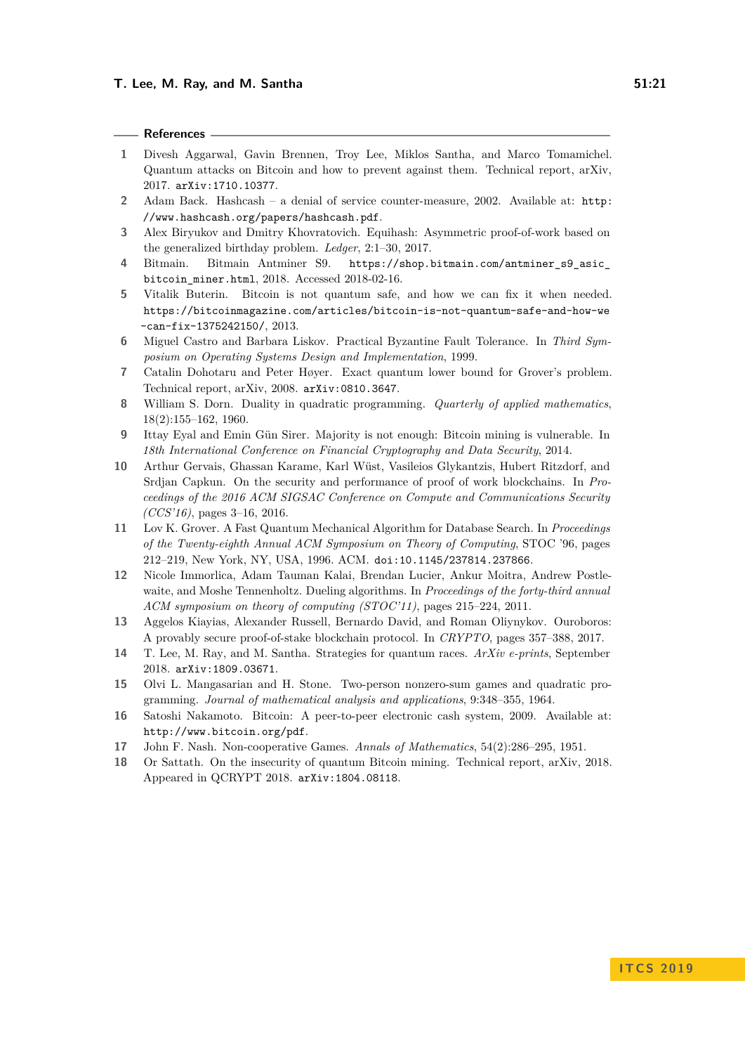## References

1. Divesh Aggarwal, Gavin Brennen, Troy Lee, Miklos Santha, and Marco Tomamichel. Quantum attacks on Bitcoin and how to prevent against them. Technical report, arXiv, 2017. arXiv:1710.10377.
2. Adam Back. Hashcash – a denial of service counter-measure, 2002. Available at: http://www.hashcash.org/papers/hashcash.pdf.
3. Alex Biryukov and Dmitry Khovratovich. Equihash: Asymmetric proof-of-work based on the generalized birthday problem. *Ledger*, 2:1–30, 2017.
4. Bitmain. Bitmain Antminer S9. https://shop.bitmain.com/antminer_s9_asic_bitcoin_miner.html, 2018. Accessed 2018-02-16.
5. Vitalik Buterin. Bitcoin is not quantum safe, and how we can fix it when needed. https://bitcoinmagazine.com/articles/bitcoin-is-not-quantum-safe-and-how-we-can-fix-1375242150/, 2013.
6. Miguel Castro and Barbara Liskov. Practical Byzantine Fault Tolerance. In *Third Symposium on Operating Systems Design and Implementation*, 1999.
7. Catalin Dohotaru and Peter Høyer. Exact quantum lower bound for Grover's problem. Technical report, arXiv, 2008. arXiv:0810.3647.
8. William S. Dorn. Duality in quadratic programming. *Quarterly of applied mathematics*, 18(2):155–162, 1960.
9. Ittay Eyal and Emin Gün Sirer. Majority is not enough: Bitcoin mining is vulnerable. In *18th International Conference on Financial Cryptography and Data Security*, 2014.
10. Arthur Gervais, Ghassan Karame, Karl Wüst, Vasileios Glykantzis, Hubert Ritzdorf, and Srdjan Capkun. On the security and performance of proof of work blockchains. In *Proceedings of the 2016 ACM SIGSAC Conference on Compute and Communications Security (CCS'16)*, pages 3–16, 2016.
11. Lov K. Grover. A Fast Quantum Mechanical Algorithm for Database Search. In *Proceedings of the Twenty-eighth Annual ACM Symposium on Theory of Computing*, STOC '96, pages 212–219, New York, NY, USA, 1996. ACM. doi:10.1145/237814.237866.
12. Nicole Immorlica, Adam Tauman Kalai, Brendan Lucier, Ankur Moitra, Andrew Postlewaite, and Moshe Tennenholtz. Dueling algorithms. In *Proceedings of the forty-third annual ACM symposium on theory of computing (STOC'11)*, pages 215–224, 2011.
13. Aggelos Kiayias, Alexander Russell, Bernardo David, and Roman Oliynykov. Ouroboros: A provably secure proof-of-stake blockchain protocol. In *CRYPTO*, pages 357–388, 2017.
14. T. Lee, M. Ray, and M. Santha. Strategies for quantum races. *ArXiv e-prints*, September 2018. arXiv:1809.03671.
15. Olvi L. Mangasarian and H. Stone. Two-person nonzero-sum games and quadratic programming. *Journal of mathematical analysis and applications*, 9:348–355, 1964.
16. Satoshi Nakamoto. Bitcoin: A peer-to-peer electronic cash system, 2009. Available at: http://www.bitcoin.org/pdf.
17. John F. Nash. Non-cooperative Games. *Annals of Mathematics*, 54(2):286–295, 1951.
18. Or Sattath. On the insecurity of quantum Bitcoin mining. Technical report, arXiv, 2018. Appeared in QCRYPT 2018. arXiv:1804.08118.